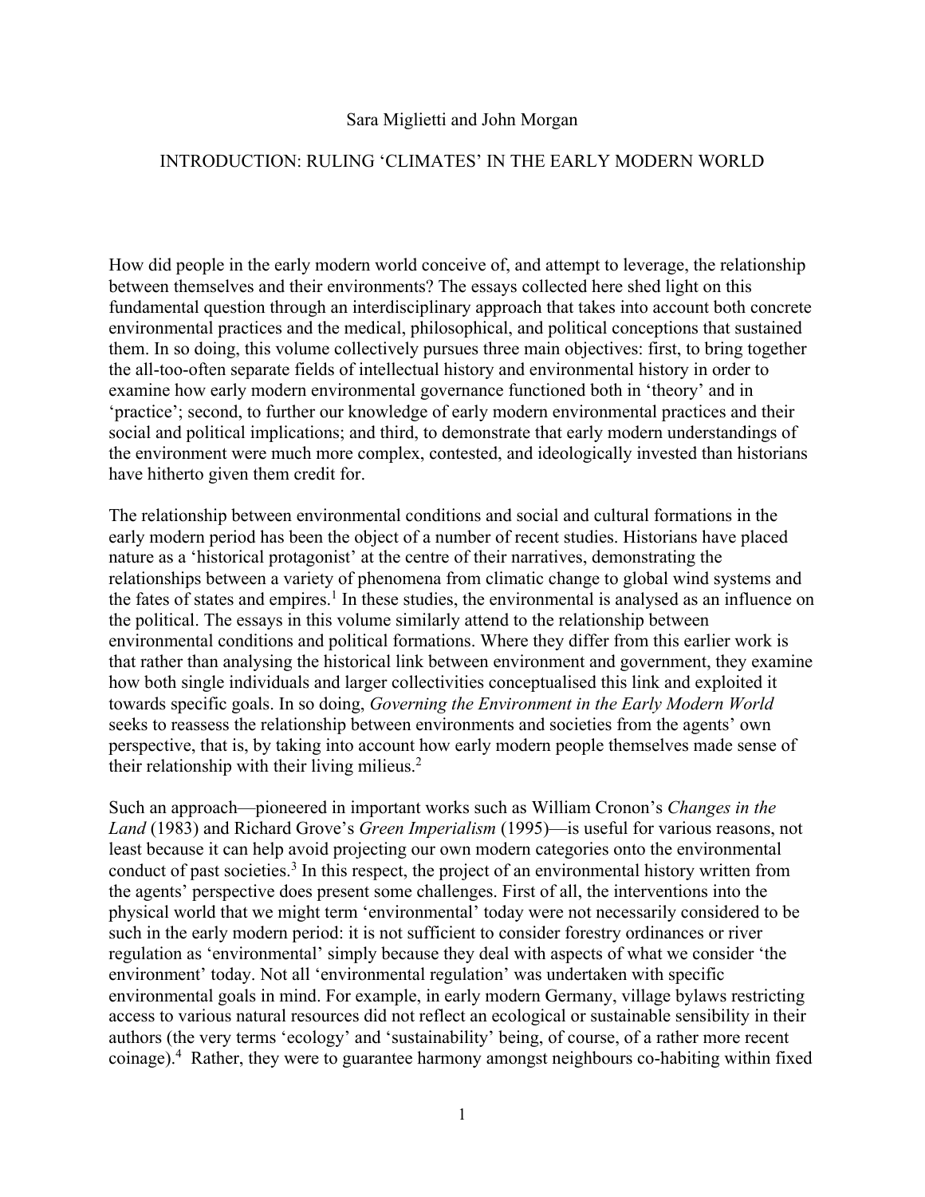Sara Miglietti and John Morgan

# INTRODUCTION: RULING 'CLIMATES' IN THE EARLY MODERN WORLD

How did people in the early modern world conceive of, and attempt to leverage, the relationship between themselves and their environments? The essays collected here shed light on this fundamental question through an interdisciplinary approach that takes into account both concrete environmental practices and the medical, philosophical, and political conceptions that sustained them. In so doing, this volume collectively pursues three main objectives: first, to bring together the all-too-often separate fields of intellectual history and environmental history in order to examine how early modern environmental governance functioned both in 'theory' and in 'practice'; second, to further our knowledge of early modern environmental practices and their social and political implications; and third, to demonstrate that early modern understandings of the environment were much more complex, contested, and ideologically invested than historians have hitherto given them credit for.

The relationship between environmental conditions and social and cultural formations in the early modern period has been the object of a number of recent studies. Historians have placed nature as a 'historical protagonist' at the centre of their narratives, demonstrating the relationships between a variety of phenomena from climatic change to global wind systems and the fates of states and empires.[1] In these studies, the environmental is analysed as an influence on the political. The essays in this volume similarly attend to the relationship between environmental conditions and political formations. Where they differ from this earlier work is that rather than analysing the historical link between environment and government, they examine how both single individuals and larger collectivities conceptualised this link and exploited it towards specific goals. In so doing, *Governing the Environment in the Early Modern World* seeks to reassess the relationship between environments and societies from the agents' own perspective, that is, by taking into account how early modern people themselves made sense of their relationship with their living milieus.[2]

Such an approach—pioneered in important works such as William Cronon's *Changes in the Land* (1983) and Richard Grove's *Green Imperialism* (1995)—is useful for various reasons, not least because it can help avoid projecting our own modern categories onto the environmental conduct of past societies.[3] In this respect, the project of an environmental history written from the agents' perspective does present some challenges. First of all, the interventions into the physical world that we might term 'environmental' today were not necessarily considered to be such in the early modern period: it is not sufficient to consider forestry ordinances or river regulation as 'environmental' simply because they deal with aspects of what we consider 'the environment' today. Not all 'environmental regulation' was undertaken with specific environmental goals in mind. For example, in early modern Germany, village bylaws restricting access to various natural resources did not reflect an ecological or sustainable sensibility in their authors (the very terms 'ecology' and 'sustainability' being, of course, of a rather more recent coinage).[4] Rather, they were to guarantee harmony amongst neighbours co-habiting within fixed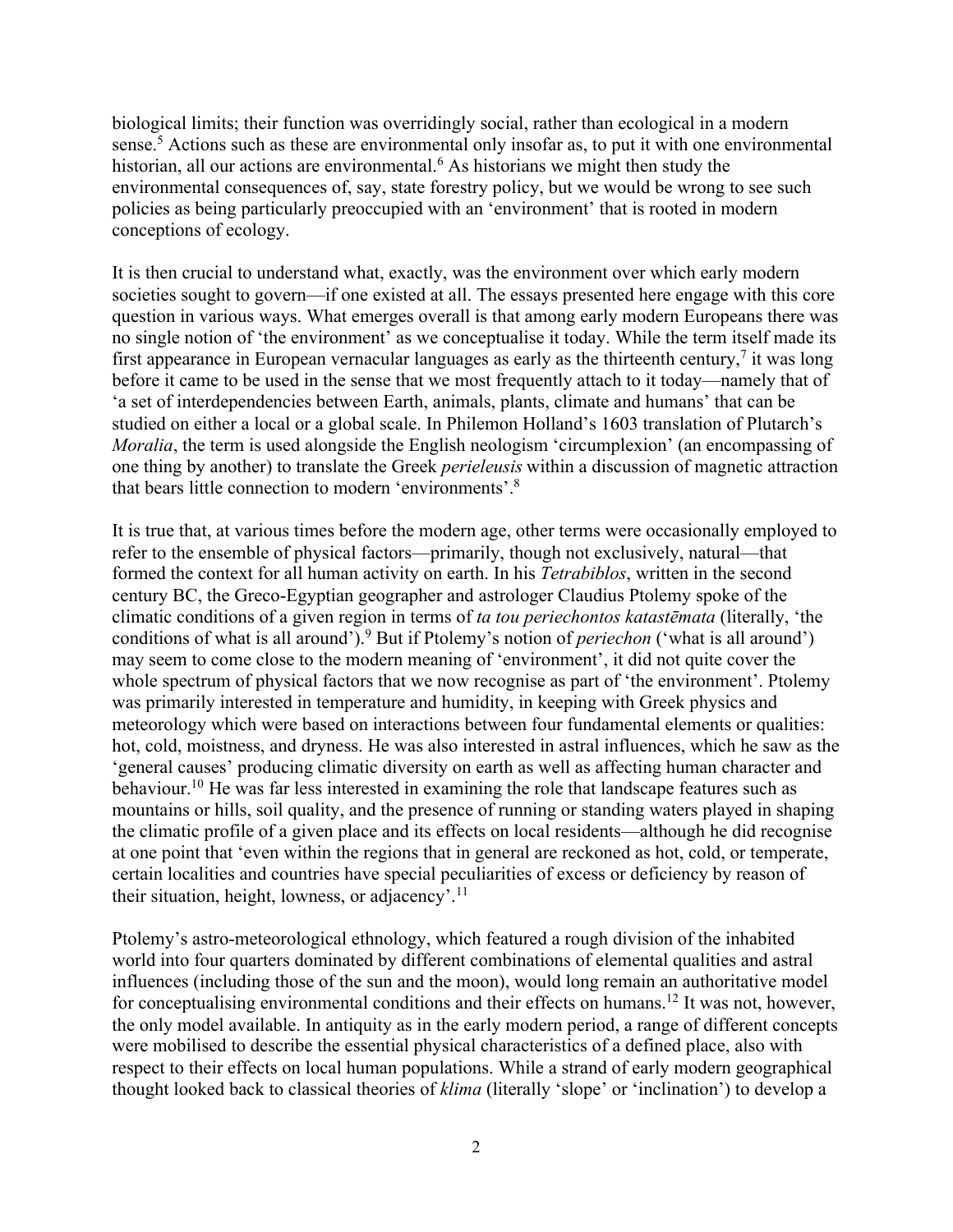biological limits; their function was overridingly social, rather than ecological in a modern sense.[5] Actions such as these are environmental only insofar as, to put it with one environmental historian, all our actions are environmental.[6] As historians we might then study the environmental consequences of, say, state forestry policy, but we would be wrong to see such policies as being particularly preoccupied with an 'environment' that is rooted in modern conceptions of ecology.

It is then crucial to understand what, exactly, was the environment over which early modern societies sought to govern—if one existed at all. The essays presented here engage with this core question in various ways. What emerges overall is that among early modern Europeans there was no single notion of 'the environment' as we conceptualise it today. While the term itself made its first appearance in European vernacular languages as early as the thirteenth century,[7] it was long before it came to be used in the sense that we most frequently attach to it today—namely that of 'a set of interdependencies between Earth, animals, plants, climate and humans' that can be studied on either a local or a global scale. In Philemon Holland's 1603 translation of Plutarch's *Moralia*, the term is used alongside the English neologism 'circumplexion' (an encompassing of one thing by another) to translate the Greek *perieleusis* within a discussion of magnetic attraction that bears little connection to modern 'environments'.[8]

It is true that, at various times before the modern age, other terms were occasionally employed to refer to the ensemble of physical factors—primarily, though not exclusively, natural—that formed the context for all human activity on earth. In his *Tetrabiblos*, written in the second century BC, the Greco-Egyptian geographer and astrologer Claudius Ptolemy spoke of the climatic conditions of a given region in terms of *ta tou periechontos katastēmata* (literally, 'the conditions of what is all around').[9] But if Ptolemy's notion of *periechon* ('what is all around') may seem to come close to the modern meaning of 'environment', it did not quite cover the whole spectrum of physical factors that we now recognise as part of 'the environment'. Ptolemy was primarily interested in temperature and humidity, in keeping with Greek physics and meteorology which were based on interactions between four fundamental elements or qualities: hot, cold, moistness, and dryness. He was also interested in astral influences, which he saw as the 'general causes' producing climatic diversity on earth as well as affecting human character and behaviour.[10] He was far less interested in examining the role that landscape features such as mountains or hills, soil quality, and the presence of running or standing waters played in shaping the climatic profile of a given place and its effects on local residents—although he did recognise at one point that 'even within the regions that in general are reckoned as hot, cold, or temperate, certain localities and countries have special peculiarities of excess or deficiency by reason of their situation, height, lowness, or adjacency'.[11]

Ptolemy's astro-meteorological ethnology, which featured a rough division of the inhabited world into four quarters dominated by different combinations of elemental qualities and astral influences (including those of the sun and the moon), would long remain an authoritative model for conceptualising environmental conditions and their effects on humans.[12] It was not, however, the only model available. In antiquity as in the early modern period, a range of different concepts were mobilised to describe the essential physical characteristics of a defined place, also with respect to their effects on local human populations. While a strand of early modern geographical thought looked back to classical theories of *klima* (literally 'slope' or 'inclination') to develop a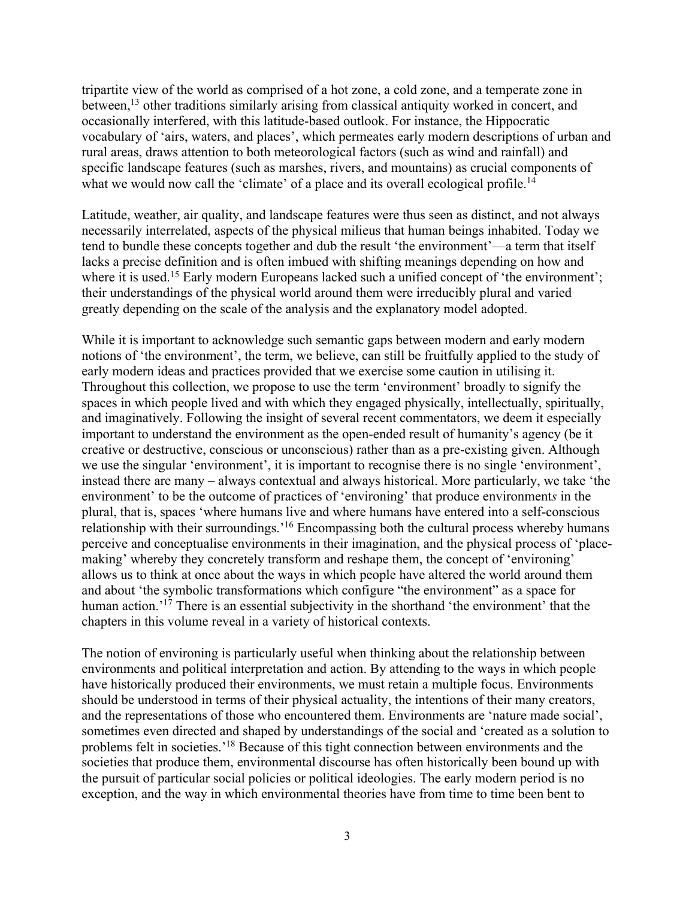tripartite view of the world as comprised of a hot zone, a cold zone, and a temperate zone in between,[13] other traditions similarly arising from classical antiquity worked in concert, and occasionally interfered, with this latitude-based outlook. For instance, the Hippocratic vocabulary of 'airs, waters, and places', which permeates early modern descriptions of urban and rural areas, draws attention to both meteorological factors (such as wind and rainfall) and specific landscape features (such as marshes, rivers, and mountains) as crucial components of what we would now call the 'climate' of a place and its overall ecological profile.[14]

Latitude, weather, air quality, and landscape features were thus seen as distinct, and not always necessarily interrelated, aspects of the physical milieus that human beings inhabited. Today we tend to bundle these concepts together and dub the result 'the environment'—a term that itself lacks a precise definition and is often imbued with shifting meanings depending on how and where it is used.[15] Early modern Europeans lacked such a unified concept of 'the environment'; their understandings of the physical world around them were irreducibly plural and varied greatly depending on the scale of the analysis and the explanatory model adopted.

While it is important to acknowledge such semantic gaps between modern and early modern notions of 'the environment', the term, we believe, can still be fruitfully applied to the study of early modern ideas and practices provided that we exercise some caution in utilising it. Throughout this collection, we propose to use the term 'environment' broadly to signify the spaces in which people lived and with which they engaged physically, intellectually, spiritually, and imaginatively. Following the insight of several recent commentators, we deem it especially important to understand the environment as the open-ended result of humanity's agency (be it creative or destructive, conscious or unconscious) rather than as a pre-existing given. Although we use the singular 'environment', it is important to recognise there is no single 'environment', instead there are many – always contextual and always historical. More particularly, we take 'the environment' to be the outcome of practices of 'environing' that produce environment*s* in the plural, that is, spaces 'where humans live and where humans have entered into a self-conscious relationship with their surroundings.'[16] Encompassing both the cultural process whereby humans perceive and conceptualise environments in their imagination, and the physical process of 'place-making' whereby they concretely transform and reshape them, the concept of 'environing' allows us to think at once about the ways in which people have altered the world around them and about 'the symbolic transformations which configure "the environment" as a space for human action.'[17] There is an essential subjectivity in the shorthand 'the environment' that the chapters in this volume reveal in a variety of historical contexts.

The notion of environing is particularly useful when thinking about the relationship between environments and political interpretation and action. By attending to the ways in which people have historically produced their environments, we must retain a multiple focus. Environments should be understood in terms of their physical actuality, the intentions of their many creators, and the representations of those who encountered them. Environments are 'nature made social', sometimes even directed and shaped by understandings of the social and 'created as a solution to problems felt in societies.'[18] Because of this tight connection between environments and the societies that produce them, environmental discourse has often historically been bound up with the pursuit of particular social policies or political ideologies. The early modern period is no exception, and the way in which environmental theories have from time to time been bent to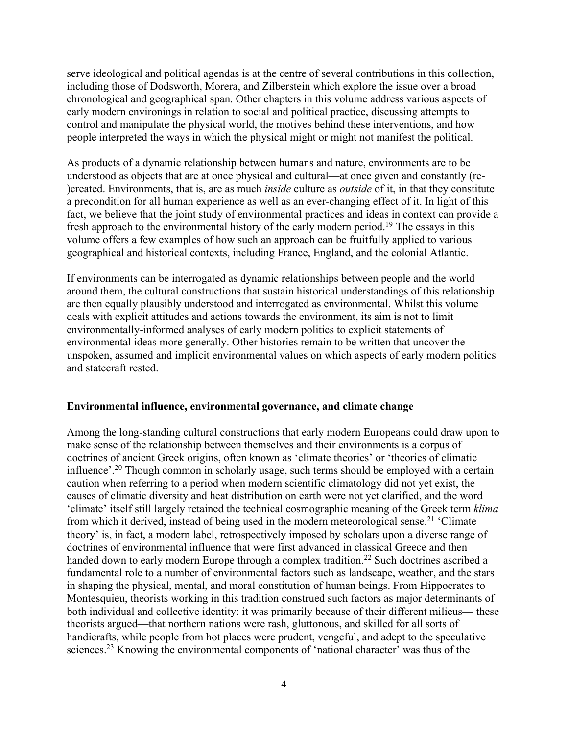serve ideological and political agendas is at the centre of several contributions in this collection, including those of Dodsworth, Morera, and Zilberstein which explore the issue over a broad chronological and geographical span. Other chapters in this volume address various aspects of early modern environings in relation to social and political practice, discussing attempts to control and manipulate the physical world, the motives behind these interventions, and how people interpreted the ways in which the physical might or might not manifest the political.

As products of a dynamic relationship between humans and nature, environments are to be understood as objects that are at once physical and cultural—at once given and constantly (re-)created. Environments, that is, are as much *inside* culture as *outside* of it, in that they constitute a precondition for all human experience as well as an ever-changing effect of it. In light of this fact, we believe that the joint study of environmental practices and ideas in context can provide a fresh approach to the environmental history of the early modern period.[19] The essays in this volume offers a few examples of how such an approach can be fruitfully applied to various geographical and historical contexts, including France, England, and the colonial Atlantic.

If environments can be interrogated as dynamic relationships between people and the world around them, the cultural constructions that sustain historical understandings of this relationship are then equally plausibly understood and interrogated as environmental. Whilst this volume deals with explicit attitudes and actions towards the environment, its aim is not to limit environmentally-informed analyses of early modern politics to explicit statements of environmental ideas more generally. Other histories remain to be written that uncover the unspoken, assumed and implicit environmental values on which aspects of early modern politics and statecraft rested.

## Environmental influence, environmental governance, and climate change

Among the long-standing cultural constructions that early modern Europeans could draw upon to make sense of the relationship between themselves and their environments is a corpus of doctrines of ancient Greek origins, often known as 'climate theories' or 'theories of climatic influence'.[20] Though common in scholarly usage, such terms should be employed with a certain caution when referring to a period when modern scientific climatology did not yet exist, the causes of climatic diversity and heat distribution on earth were not yet clarified, and the word 'climate' itself still largely retained the technical cosmographic meaning of the Greek term *klima* from which it derived, instead of being used in the modern meteorological sense.[21] 'Climate theory' is, in fact, a modern label, retrospectively imposed by scholars upon a diverse range of doctrines of environmental influence that were first advanced in classical Greece and then handed down to early modern Europe through a complex tradition.[22] Such doctrines ascribed a fundamental role to a number of environmental factors such as landscape, weather, and the stars in shaping the physical, mental, and moral constitution of human beings. From Hippocrates to Montesquieu, theorists working in this tradition construed such factors as major determinants of both individual and collective identity: it was primarily because of their different milieus— these theorists argued—that northern nations were rash, gluttonous, and skilled for all sorts of handicrafts, while people from hot places were prudent, vengeful, and adept to the speculative sciences.[23] Knowing the environmental components of 'national character' was thus of the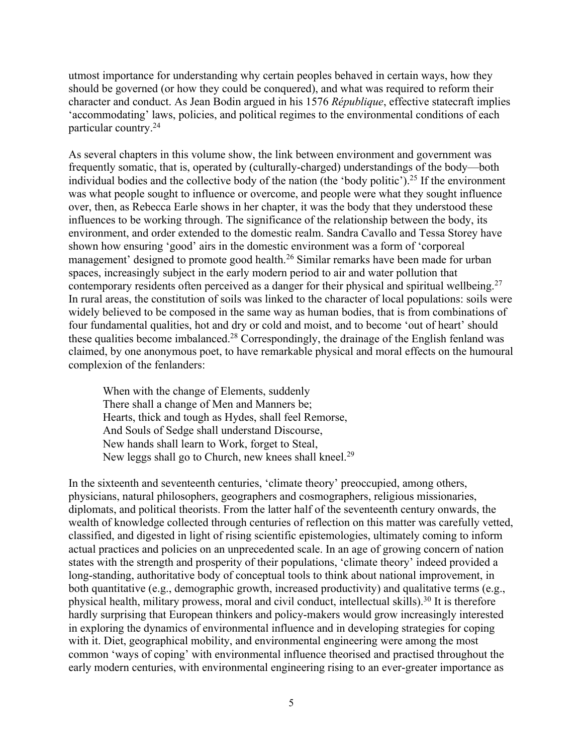utmost importance for understanding why certain peoples behaved in certain ways, how they should be governed (or how they could be conquered), and what was required to reform their character and conduct. As Jean Bodin argued in his 1576 *République*, effective statecraft implies 'accommodating' laws, policies, and political regimes to the environmental conditions of each particular country.[24]

As several chapters in this volume show, the link between environment and government was frequently somatic, that is, operated by (culturally-charged) understandings of the body—both individual bodies and the collective body of the nation (the 'body politic').[25] If the environment was what people sought to influence or overcome, and people were what they sought influence over, then, as Rebecca Earle shows in her chapter, it was the body that they understood these influences to be working through. The significance of the relationship between the body, its environment, and order extended to the domestic realm. Sandra Cavallo and Tessa Storey have shown how ensuring 'good' airs in the domestic environment was a form of 'corporeal management' designed to promote good health.[26] Similar remarks have been made for urban spaces, increasingly subject in the early modern period to air and water pollution that contemporary residents often perceived as a danger for their physical and spiritual wellbeing.[27] In rural areas, the constitution of soils was linked to the character of local populations: soils were widely believed to be composed in the same way as human bodies, that is from combinations of four fundamental qualities, hot and dry or cold and moist, and to become 'out of heart' should these qualities become imbalanced.[28] Correspondingly, the drainage of the English fenland was claimed, by one anonymous poet, to have remarkable physical and moral effects on the humoural complexion of the fenlanders:

> When with the change of Elements, suddenly
> There shall a change of Men and Manners be;
> Hearts, thick and tough as Hydes, shall feel Remorse,
> And Souls of Sedge shall understand Discourse,
> New hands shall learn to Work, forget to Steal,
> New leggs shall go to Church, new knees shall kneel.[29]

In the sixteenth and seventeenth centuries, 'climate theory' preoccupied, among others, physicians, natural philosophers, geographers and cosmographers, religious missionaries, diplomats, and political theorists. From the latter half of the seventeenth century onwards, the wealth of knowledge collected through centuries of reflection on this matter was carefully vetted, classified, and digested in light of rising scientific epistemologies, ultimately coming to inform actual practices and policies on an unprecedented scale. In an age of growing concern of nation states with the strength and prosperity of their populations, 'climate theory' indeed provided a long-standing, authoritative body of conceptual tools to think about national improvement, in both quantitative (e.g., demographic growth, increased productivity) and qualitative terms (e.g., physical health, military prowess, moral and civil conduct, intellectual skills).[30] It is therefore hardly surprising that European thinkers and policy-makers would grow increasingly interested in exploring the dynamics of environmental influence and in developing strategies for coping with it. Diet, geographical mobility, and environmental engineering were among the most common 'ways of coping' with environmental influence theorised and practised throughout the early modern centuries, with environmental engineering rising to an ever-greater importance as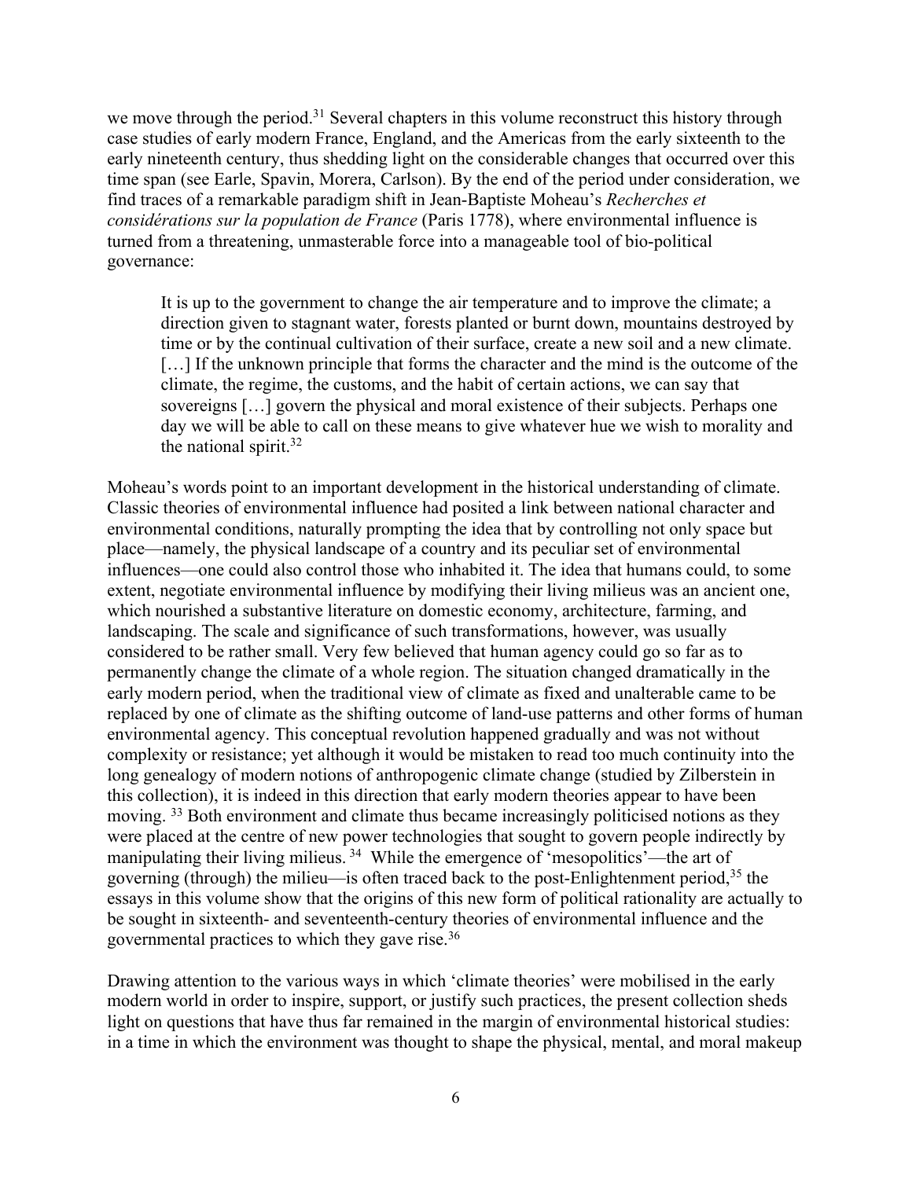we move through the period.[31] Several chapters in this volume reconstruct this history through case studies of early modern France, England, and the Americas from the early sixteenth to the early nineteenth century, thus shedding light on the considerable changes that occurred over this time span (see Earle, Spavin, Morera, Carlson). By the end of the period under consideration, we find traces of a remarkable paradigm shift in Jean-Baptiste Moheau's *Recherches et considérations sur la population de France* (Paris 1778), where environmental influence is turned from a threatening, unmasterable force into a manageable tool of bio-political governance:

> It is up to the government to change the air temperature and to improve the climate; a direction given to stagnant water, forests planted or burnt down, mountains destroyed by time or by the continual cultivation of their surface, create a new soil and a new climate. […] If the unknown principle that forms the character and the mind is the outcome of the climate, the regime, the customs, and the habit of certain actions, we can say that sovereigns […] govern the physical and moral existence of their subjects. Perhaps one day we will be able to call on these means to give whatever hue we wish to morality and the national spirit.[32]

Moheau's words point to an important development in the historical understanding of climate. Classic theories of environmental influence had posited a link between national character and environmental conditions, naturally prompting the idea that by controlling not only space but place—namely, the physical landscape of a country and its peculiar set of environmental influences—one could also control those who inhabited it. The idea that humans could, to some extent, negotiate environmental influence by modifying their living milieus was an ancient one, which nourished a substantive literature on domestic economy, architecture, farming, and landscaping. The scale and significance of such transformations, however, was usually considered to be rather small. Very few believed that human agency could go so far as to permanently change the climate of a whole region. The situation changed dramatically in the early modern period, when the traditional view of climate as fixed and unalterable came to be replaced by one of climate as the shifting outcome of land-use patterns and other forms of human environmental agency. This conceptual revolution happened gradually and was not without complexity or resistance; yet although it would be mistaken to read too much continuity into the long genealogy of modern notions of anthropogenic climate change (studied by Zilberstein in this collection), it is indeed in this direction that early modern theories appear to have been moving.[33] Both environment and climate thus became increasingly politicised notions as they were placed at the centre of new power technologies that sought to govern people indirectly by manipulating their living milieus.[34] While the emergence of 'mesopolitics'—the art of governing (through) the milieu—is often traced back to the post-Enlightenment period,[35] the essays in this volume show that the origins of this new form of political rationality are actually to be sought in sixteenth- and seventeenth-century theories of environmental influence and the governmental practices to which they gave rise.[36]

Drawing attention to the various ways in which 'climate theories' were mobilised in the early modern world in order to inspire, support, or justify such practices, the present collection sheds light on questions that have thus far remained in the margin of environmental historical studies: in a time in which the environment was thought to shape the physical, mental, and moral makeup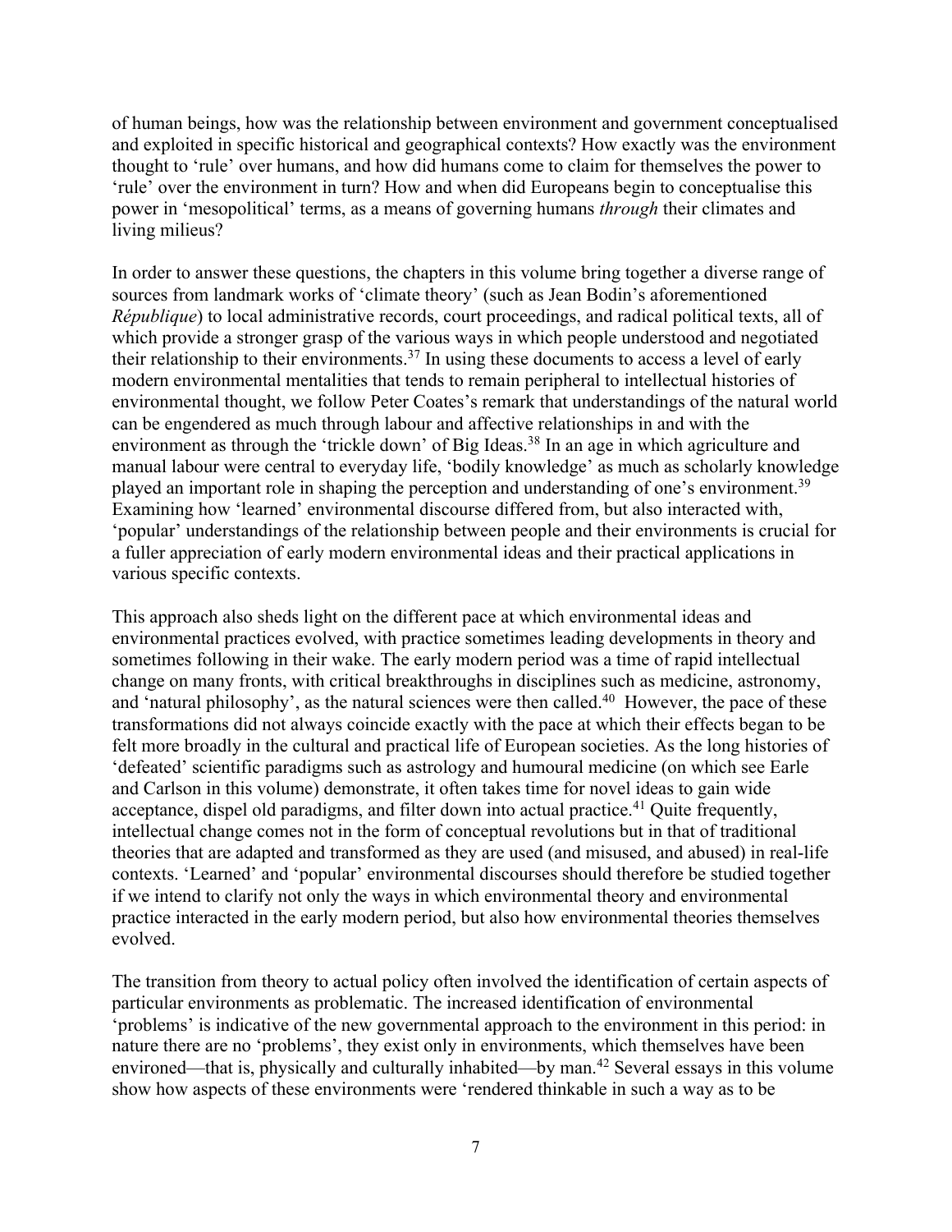of human beings, how was the relationship between environment and government conceptualised and exploited in specific historical and geographical contexts? How exactly was the environment thought to 'rule' over humans, and how did humans come to claim for themselves the power to 'rule' over the environment in turn? How and when did Europeans begin to conceptualise this power in 'mesopolitical' terms, as a means of governing humans *through* their climates and living milieus?

In order to answer these questions, the chapters in this volume bring together a diverse range of sources from landmark works of 'climate theory' (such as Jean Bodin's aforementioned *République*) to local administrative records, court proceedings, and radical political texts, all of which provide a stronger grasp of the various ways in which people understood and negotiated their relationship to their environments.[37] In using these documents to access a level of early modern environmental mentalities that tends to remain peripheral to intellectual histories of environmental thought, we follow Peter Coates's remark that understandings of the natural world can be engendered as much through labour and affective relationships in and with the environment as through the 'trickle down' of Big Ideas.[38] In an age in which agriculture and manual labour were central to everyday life, 'bodily knowledge' as much as scholarly knowledge played an important role in shaping the perception and understanding of one's environment.[39] Examining how 'learned' environmental discourse differed from, but also interacted with, 'popular' understandings of the relationship between people and their environments is crucial for a fuller appreciation of early modern environmental ideas and their practical applications in various specific contexts.

This approach also sheds light on the different pace at which environmental ideas and environmental practices evolved, with practice sometimes leading developments in theory and sometimes following in their wake. The early modern period was a time of rapid intellectual change on many fronts, with critical breakthroughs in disciplines such as medicine, astronomy, and 'natural philosophy', as the natural sciences were then called.[40] However, the pace of these transformations did not always coincide exactly with the pace at which their effects began to be felt more broadly in the cultural and practical life of European societies. As the long histories of 'defeated' scientific paradigms such as astrology and humoural medicine (on which see Earle and Carlson in this volume) demonstrate, it often takes time for novel ideas to gain wide acceptance, dispel old paradigms, and filter down into actual practice.[41] Quite frequently, intellectual change comes not in the form of conceptual revolutions but in that of traditional theories that are adapted and transformed as they are used (and misused, and abused) in real-life contexts. 'Learned' and 'popular' environmental discourses should therefore be studied together if we intend to clarify not only the ways in which environmental theory and environmental practice interacted in the early modern period, but also how environmental theories themselves evolved.

The transition from theory to actual policy often involved the identification of certain aspects of particular environments as problematic. The increased identification of environmental 'problems' is indicative of the new governmental approach to the environment in this period: in nature there are no 'problems', they exist only in environments, which themselves have been environed—that is, physically and culturally inhabited—by man.[42] Several essays in this volume show how aspects of these environments were 'rendered thinkable in such a way as to be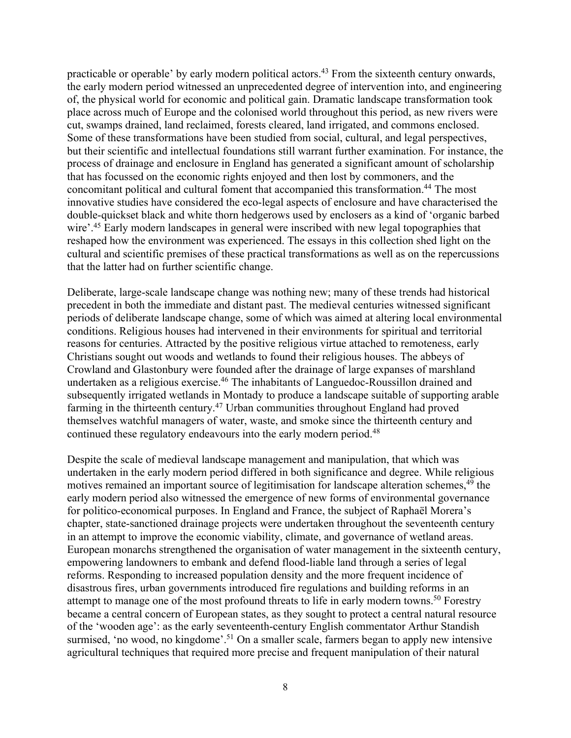practicable or operable' by early modern political actors.[43] From the sixteenth century onwards, the early modern period witnessed an unprecedented degree of intervention into, and engineering of, the physical world for economic and political gain. Dramatic landscape transformation took place across much of Europe and the colonised world throughout this period, as new rivers were cut, swamps drained, land reclaimed, forests cleared, land irrigated, and commons enclosed. Some of these transformations have been studied from social, cultural, and legal perspectives, but their scientific and intellectual foundations still warrant further examination. For instance, the process of drainage and enclosure in England has generated a significant amount of scholarship that has focussed on the economic rights enjoyed and then lost by commoners, and the concomitant political and cultural foment that accompanied this transformation.[44] The most innovative studies have considered the eco-legal aspects of enclosure and have characterised the double-quickset black and white thorn hedgerows used by enclosers as a kind of 'organic barbed wire'.[45] Early modern landscapes in general were inscribed with new legal topographies that reshaped how the environment was experienced. The essays in this collection shed light on the cultural and scientific premises of these practical transformations as well as on the repercussions that the latter had on further scientific change.

Deliberate, large-scale landscape change was nothing new; many of these trends had historical precedent in both the immediate and distant past. The medieval centuries witnessed significant periods of deliberate landscape change, some of which was aimed at altering local environmental conditions. Religious houses had intervened in their environments for spiritual and territorial reasons for centuries. Attracted by the positive religious virtue attached to remoteness, early Christians sought out woods and wetlands to found their religious houses. The abbeys of Crowland and Glastonbury were founded after the drainage of large expanses of marshland undertaken as a religious exercise.[46] The inhabitants of Languedoc-Roussillon drained and subsequently irrigated wetlands in Montady to produce a landscape suitable of supporting arable farming in the thirteenth century.[47] Urban communities throughout England had proved themselves watchful managers of water, waste, and smoke since the thirteenth century and continued these regulatory endeavours into the early modern period.[48]

Despite the scale of medieval landscape management and manipulation, that which was undertaken in the early modern period differed in both significance and degree. While religious motives remained an important source of legitimisation for landscape alteration schemes,[49] the early modern period also witnessed the emergence of new forms of environmental governance for politico-economical purposes. In England and France, the subject of Raphaël Morera's chapter, state-sanctioned drainage projects were undertaken throughout the seventeenth century in an attempt to improve the economic viability, climate, and governance of wetland areas. European monarchs strengthened the organisation of water management in the sixteenth century, empowering landowners to embank and defend flood-liable land through a series of legal reforms. Responding to increased population density and the more frequent incidence of disastrous fires, urban governments introduced fire regulations and building reforms in an attempt to manage one of the most profound threats to life in early modern towns.[50] Forestry became a central concern of European states, as they sought to protect a central natural resource of the 'wooden age': as the early seventeenth-century English commentator Arthur Standish surmised, 'no wood, no kingdome'.[51] On a smaller scale, farmers began to apply new intensive agricultural techniques that required more precise and frequent manipulation of their natural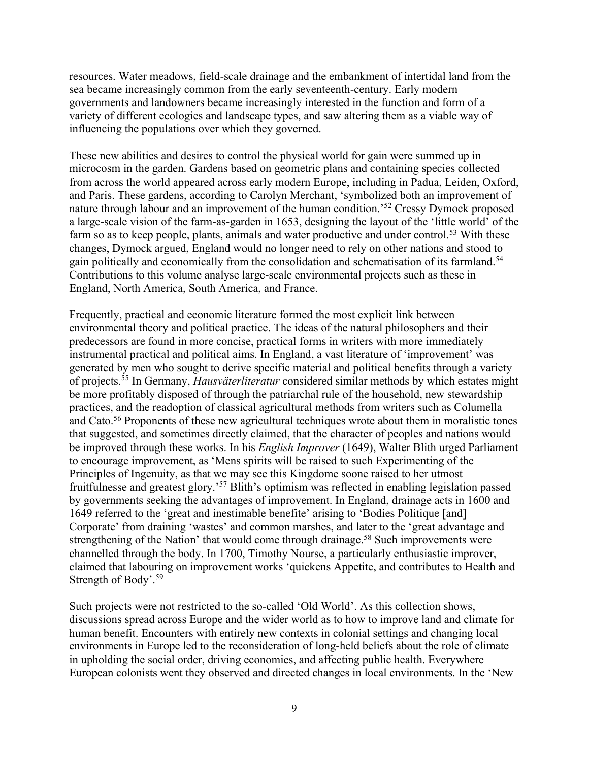resources. Water meadows, field-scale drainage and the embankment of intertidal land from the sea became increasingly common from the early seventeenth-century. Early modern governments and landowners became increasingly interested in the function and form of a variety of different ecologies and landscape types, and saw altering them as a viable way of influencing the populations over which they governed.

These new abilities and desires to control the physical world for gain were summed up in microcosm in the garden. Gardens based on geometric plans and containing species collected from across the world appeared across early modern Europe, including in Padua, Leiden, Oxford, and Paris. These gardens, according to Carolyn Merchant, 'symbolized both an improvement of nature through labour and an improvement of the human condition.'[52] Cressy Dymock proposed a large-scale vision of the farm-as-garden in 1653, designing the layout of the 'little world' of the farm so as to keep people, plants, animals and water productive and under control.[53] With these changes, Dymock argued, England would no longer need to rely on other nations and stood to gain politically and economically from the consolidation and schematisation of its farmland.[54] Contributions to this volume analyse large-scale environmental projects such as these in England, North America, South America, and France.

Frequently, practical and economic literature formed the most explicit link between environmental theory and political practice. The ideas of the natural philosophers and their predecessors are found in more concise, practical forms in writers with more immediately instrumental practical and political aims. In England, a vast literature of 'improvement' was generated by men who sought to derive specific material and political benefits through a variety of projects.[55] In Germany, *Hausväterliteratur* considered similar methods by which estates might be more profitably disposed of through the patriarchal rule of the household, new stewardship practices, and the readoption of classical agricultural methods from writers such as Columella and Cato.[56] Proponents of these new agricultural techniques wrote about them in moralistic tones that suggested, and sometimes directly claimed, that the character of peoples and nations would be improved through these works. In his *English Improver* (1649), Walter Blith urged Parliament to encourage improvement, as 'Mens spirits will be raised to such Experimenting of the Principles of Ingenuity, as that we may see this Kingdome soone raised to her utmost fruitfulnesse and greatest glory.'[57] Blith's optimism was reflected in enabling legislation passed by governments seeking the advantages of improvement. In England, drainage acts in 1600 and 1649 referred to the 'great and inestimable benefite' arising to 'Bodies Politique [and] Corporate' from draining 'wastes' and common marshes, and later to the 'great advantage and strengthening of the Nation' that would come through drainage.[58] Such improvements were channelled through the body. In 1700, Timothy Nourse, a particularly enthusiastic improver, claimed that labouring on improvement works 'quickens Appetite, and contributes to Health and Strength of Body'.[59]

Such projects were not restricted to the so-called 'Old World'. As this collection shows, discussions spread across Europe and the wider world as to how to improve land and climate for human benefit. Encounters with entirely new contexts in colonial settings and changing local environments in Europe led to the reconsideration of long-held beliefs about the role of climate in upholding the social order, driving economies, and affecting public health. Everywhere European colonists went they observed and directed changes in local environments. In the 'New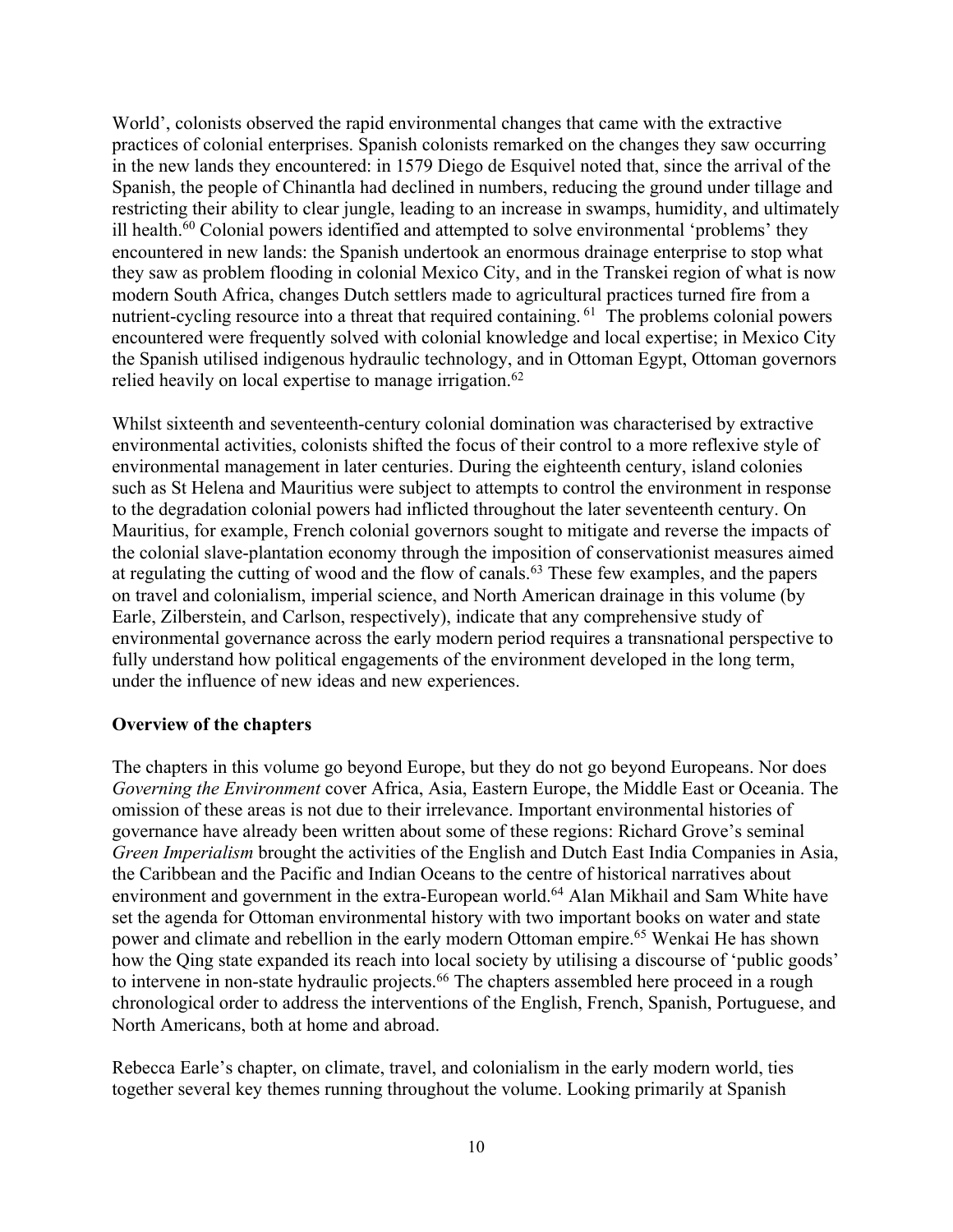World', colonists observed the rapid environmental changes that came with the extractive practices of colonial enterprises. Spanish colonists remarked on the changes they saw occurring in the new lands they encountered: in 1579 Diego de Esquivel noted that, since the arrival of the Spanish, the people of Chinantla had declined in numbers, reducing the ground under tillage and restricting their ability to clear jungle, leading to an increase in swamps, humidity, and ultimately ill health.[60] Colonial powers identified and attempted to solve environmental 'problems' they encountered in new lands: the Spanish undertook an enormous drainage enterprise to stop what they saw as problem flooding in colonial Mexico City, and in the Transkei region of what is now modern South Africa, changes Dutch settlers made to agricultural practices turned fire from a nutrient-cycling resource into a threat that required containing.[61] The problems colonial powers encountered were frequently solved with colonial knowledge and local expertise; in Mexico City the Spanish utilised indigenous hydraulic technology, and in Ottoman Egypt, Ottoman governors relied heavily on local expertise to manage irrigation.[62]

Whilst sixteenth and seventeenth-century colonial domination was characterised by extractive environmental activities, colonists shifted the focus of their control to a more reflexive style of environmental management in later centuries. During the eighteenth century, island colonies such as St Helena and Mauritius were subject to attempts to control the environment in response to the degradation colonial powers had inflicted throughout the later seventeenth century. On Mauritius, for example, French colonial governors sought to mitigate and reverse the impacts of the colonial slave-plantation economy through the imposition of conservationist measures aimed at regulating the cutting of wood and the flow of canals.[63] These few examples, and the papers on travel and colonialism, imperial science, and North American drainage in this volume (by Earle, Zilberstein, and Carlson, respectively), indicate that any comprehensive study of environmental governance across the early modern period requires a transnational perspective to fully understand how political engagements of the environment developed in the long term, under the influence of new ideas and new experiences.

**Overview of the chapters**

The chapters in this volume go beyond Europe, but they do not go beyond Europeans. Nor does *Governing the Environment* cover Africa, Asia, Eastern Europe, the Middle East or Oceania. The omission of these areas is not due to their irrelevance. Important environmental histories of governance have already been written about some of these regions: Richard Grove's seminal *Green Imperialism* brought the activities of the English and Dutch East India Companies in Asia, the Caribbean and the Pacific and Indian Oceans to the centre of historical narratives about environment and government in the extra-European world.[64] Alan Mikhail and Sam White have set the agenda for Ottoman environmental history with two important books on water and state power and climate and rebellion in the early modern Ottoman empire.[65] Wenkai He has shown how the Qing state expanded its reach into local society by utilising a discourse of 'public goods' to intervene in non-state hydraulic projects.[66] The chapters assembled here proceed in a rough chronological order to address the interventions of the English, French, Spanish, Portuguese, and North Americans, both at home and abroad.

Rebecca Earle's chapter, on climate, travel, and colonialism in the early modern world, ties together several key themes running throughout the volume. Looking primarily at Spanish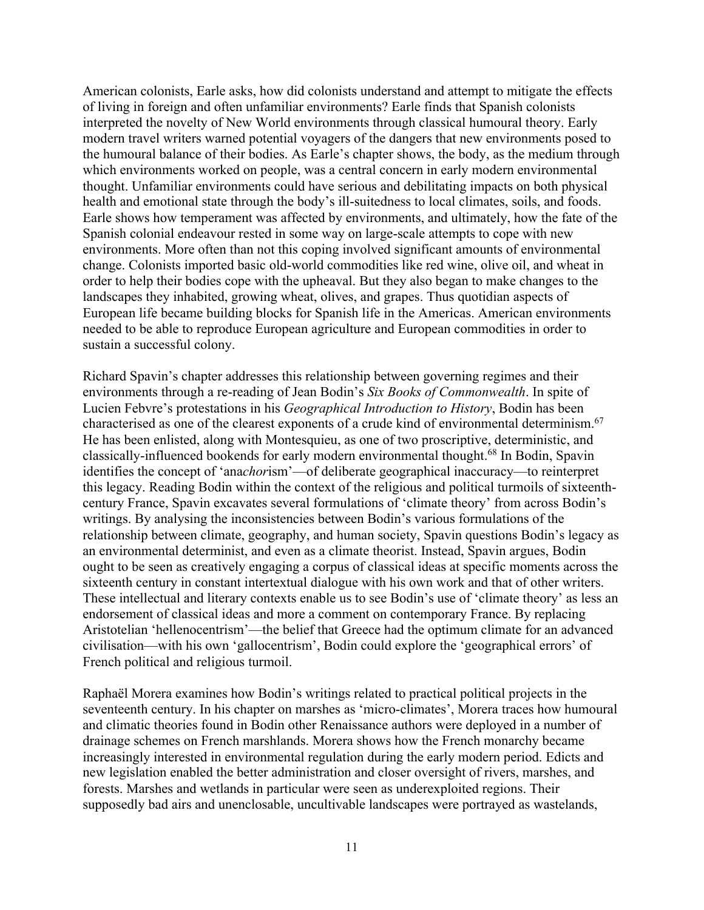American colonists, Earle asks, how did colonists understand and attempt to mitigate the effects of living in foreign and often unfamiliar environments? Earle finds that Spanish colonists interpreted the novelty of New World environments through classical humoural theory. Early modern travel writers warned potential voyagers of the dangers that new environments posed to the humoural balance of their bodies. As Earle's chapter shows, the body, as the medium through which environments worked on people, was a central concern in early modern environmental thought. Unfamiliar environments could have serious and debilitating impacts on both physical health and emotional state through the body's ill-suitedness to local climates, soils, and foods. Earle shows how temperament was affected by environments, and ultimately, how the fate of the Spanish colonial endeavour rested in some way on large-scale attempts to cope with new environments. More often than not this coping involved significant amounts of environmental change. Colonists imported basic old-world commodities like red wine, olive oil, and wheat in order to help their bodies cope with the upheaval. But they also began to make changes to the landscapes they inhabited, growing wheat, olives, and grapes. Thus quotidian aspects of European life became building blocks for Spanish life in the Americas. American environments needed to be able to reproduce European agriculture and European commodities in order to sustain a successful colony.

Richard Spavin's chapter addresses this relationship between governing regimes and their environments through a re-reading of Jean Bodin's *Six Books of Commonwealth*. In spite of Lucien Febvre's protestations in his *Geographical Introduction to History*, Bodin has been characterised as one of the clearest exponents of a crude kind of environmental determinism.[67] He has been enlisted, along with Montesquieu, as one of two proscriptive, deterministic, and classically-influenced bookends for early modern environmental thought.[68] In Bodin, Spavin identifies the concept of 'ana*chor*ism'—of deliberate geographical inaccuracy—to reinterpret this legacy. Reading Bodin within the context of the religious and political turmoils of sixteenth-century France, Spavin excavates several formulations of 'climate theory' from across Bodin's writings. By analysing the inconsistencies between Bodin's various formulations of the relationship between climate, geography, and human society, Spavin questions Bodin's legacy as an environmental determinist, and even as a climate theorist. Instead, Spavin argues, Bodin ought to be seen as creatively engaging a corpus of classical ideas at specific moments across the sixteenth century in constant intertextual dialogue with his own work and that of other writers. These intellectual and literary contexts enable us to see Bodin's use of 'climate theory' as less an endorsement of classical ideas and more a comment on contemporary France. By replacing Aristotelian 'hellenocentrism'—the belief that Greece had the optimum climate for an advanced civilisation—with his own 'gallocentrism', Bodin could explore the 'geographical errors' of French political and religious turmoil.

Raphaël Morera examines how Bodin's writings related to practical political projects in the seventeenth century. In his chapter on marshes as 'micro-climates', Morera traces how humoural and climatic theories found in Bodin other Renaissance authors were deployed in a number of drainage schemes on French marshlands. Morera shows how the French monarchy became increasingly interested in environmental regulation during the early modern period. Edicts and new legislation enabled the better administration and closer oversight of rivers, marshes, and forests. Marshes and wetlands in particular were seen as underexploited regions. Their supposedly bad airs and unenclosable, uncultivable landscapes were portrayed as wastelands,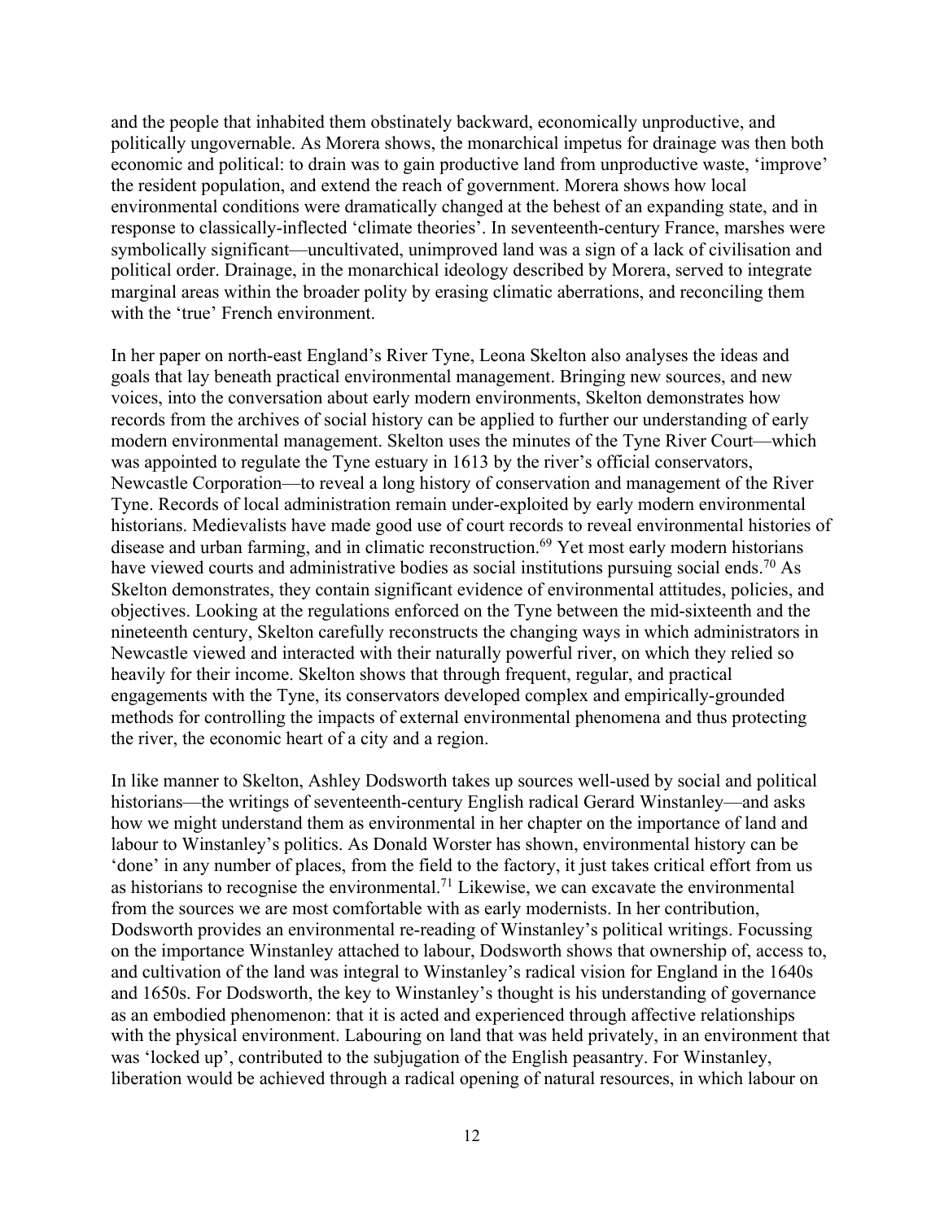and the people that inhabited them obstinately backward, economically unproductive, and politically ungovernable. As Morera shows, the monarchical impetus for drainage was then both economic and political: to drain was to gain productive land from unproductive waste, 'improve' the resident population, and extend the reach of government. Morera shows how local environmental conditions were dramatically changed at the behest of an expanding state, and in response to classically-inflected 'climate theories'. In seventeenth-century France, marshes were symbolically significant—uncultivated, unimproved land was a sign of a lack of civilisation and political order. Drainage, in the monarchical ideology described by Morera, served to integrate marginal areas within the broader polity by erasing climatic aberrations, and reconciling them with the 'true' French environment.

In her paper on north-east England's River Tyne, Leona Skelton also analyses the ideas and goals that lay beneath practical environmental management. Bringing new sources, and new voices, into the conversation about early modern environments, Skelton demonstrates how records from the archives of social history can be applied to further our understanding of early modern environmental management. Skelton uses the minutes of the Tyne River Court—which was appointed to regulate the Tyne estuary in 1613 by the river's official conservators, Newcastle Corporation—to reveal a long history of conservation and management of the River Tyne. Records of local administration remain under-exploited by early modern environmental historians. Medievalists have made good use of court records to reveal environmental histories of disease and urban farming, and in climatic reconstruction.[69] Yet most early modern historians have viewed courts and administrative bodies as social institutions pursuing social ends.[70] As Skelton demonstrates, they contain significant evidence of environmental attitudes, policies, and objectives. Looking at the regulations enforced on the Tyne between the mid-sixteenth and the nineteenth century, Skelton carefully reconstructs the changing ways in which administrators in Newcastle viewed and interacted with their naturally powerful river, on which they relied so heavily for their income. Skelton shows that through frequent, regular, and practical engagements with the Tyne, its conservators developed complex and empirically-grounded methods for controlling the impacts of external environmental phenomena and thus protecting the river, the economic heart of a city and a region.

In like manner to Skelton, Ashley Dodsworth takes up sources well-used by social and political historians—the writings of seventeenth-century English radical Gerard Winstanley—and asks how we might understand them as environmental in her chapter on the importance of land and labour to Winstanley's politics. As Donald Worster has shown, environmental history can be 'done' in any number of places, from the field to the factory, it just takes critical effort from us as historians to recognise the environmental.[71] Likewise, we can excavate the environmental from the sources we are most comfortable with as early modernists. In her contribution, Dodsworth provides an environmental re-reading of Winstanley's political writings. Focussing on the importance Winstanley attached to labour, Dodsworth shows that ownership of, access to, and cultivation of the land was integral to Winstanley's radical vision for England in the 1640s and 1650s. For Dodsworth, the key to Winstanley's thought is his understanding of governance as an embodied phenomenon: that it is acted and experienced through affective relationships with the physical environment. Labouring on land that was held privately, in an environment that was 'locked up', contributed to the subjugation of the English peasantry. For Winstanley, liberation would be achieved through a radical opening of natural resources, in which labour on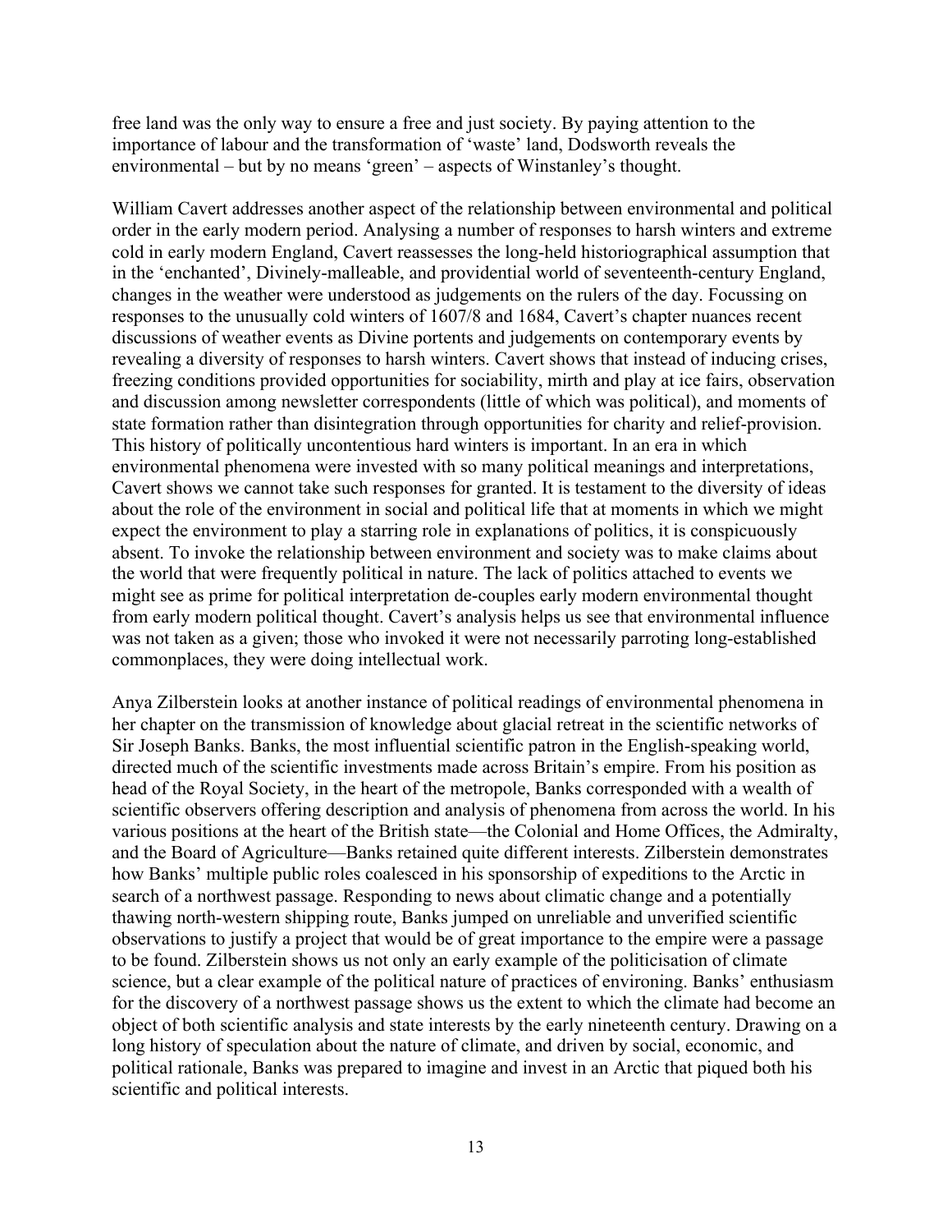free land was the only way to ensure a free and just society. By paying attention to the importance of labour and the transformation of 'waste' land, Dodsworth reveals the environmental – but by no means 'green' – aspects of Winstanley's thought.

William Cavert addresses another aspect of the relationship between environmental and political order in the early modern period. Analysing a number of responses to harsh winters and extreme cold in early modern England, Cavert reassesses the long-held historiographical assumption that in the 'enchanted', Divinely-malleable, and providential world of seventeenth-century England, changes in the weather were understood as judgements on the rulers of the day. Focussing on responses to the unusually cold winters of 1607/8 and 1684, Cavert's chapter nuances recent discussions of weather events as Divine portents and judgements on contemporary events by revealing a diversity of responses to harsh winters. Cavert shows that instead of inducing crises, freezing conditions provided opportunities for sociability, mirth and play at ice fairs, observation and discussion among newsletter correspondents (little of which was political), and moments of state formation rather than disintegration through opportunities for charity and relief-provision. This history of politically uncontentious hard winters is important. In an era in which environmental phenomena were invested with so many political meanings and interpretations, Cavert shows we cannot take such responses for granted. It is testament to the diversity of ideas about the role of the environment in social and political life that at moments in which we might expect the environment to play a starring role in explanations of politics, it is conspicuously absent. To invoke the relationship between environment and society was to make claims about the world that were frequently political in nature. The lack of politics attached to events we might see as prime for political interpretation de-couples early modern environmental thought from early modern political thought. Cavert's analysis helps us see that environmental influence was not taken as a given; those who invoked it were not necessarily parroting long-established commonplaces, they were doing intellectual work.

Anya Zilberstein looks at another instance of political readings of environmental phenomena in her chapter on the transmission of knowledge about glacial retreat in the scientific networks of Sir Joseph Banks. Banks, the most influential scientific patron in the English-speaking world, directed much of the scientific investments made across Britain's empire. From his position as head of the Royal Society, in the heart of the metropole, Banks corresponded with a wealth of scientific observers offering description and analysis of phenomena from across the world. In his various positions at the heart of the British state—the Colonial and Home Offices, the Admiralty, and the Board of Agriculture—Banks retained quite different interests. Zilberstein demonstrates how Banks' multiple public roles coalesced in his sponsorship of expeditions to the Arctic in search of a northwest passage. Responding to news about climatic change and a potentially thawing north-western shipping route, Banks jumped on unreliable and unverified scientific observations to justify a project that would be of great importance to the empire were a passage to be found. Zilberstein shows us not only an early example of the politicisation of climate science, but a clear example of the political nature of practices of environing. Banks' enthusiasm for the discovery of a northwest passage shows us the extent to which the climate had become an object of both scientific analysis and state interests by the early nineteenth century. Drawing on a long history of speculation about the nature of climate, and driven by social, economic, and political rationale, Banks was prepared to imagine and invest in an Arctic that piqued both his scientific and political interests.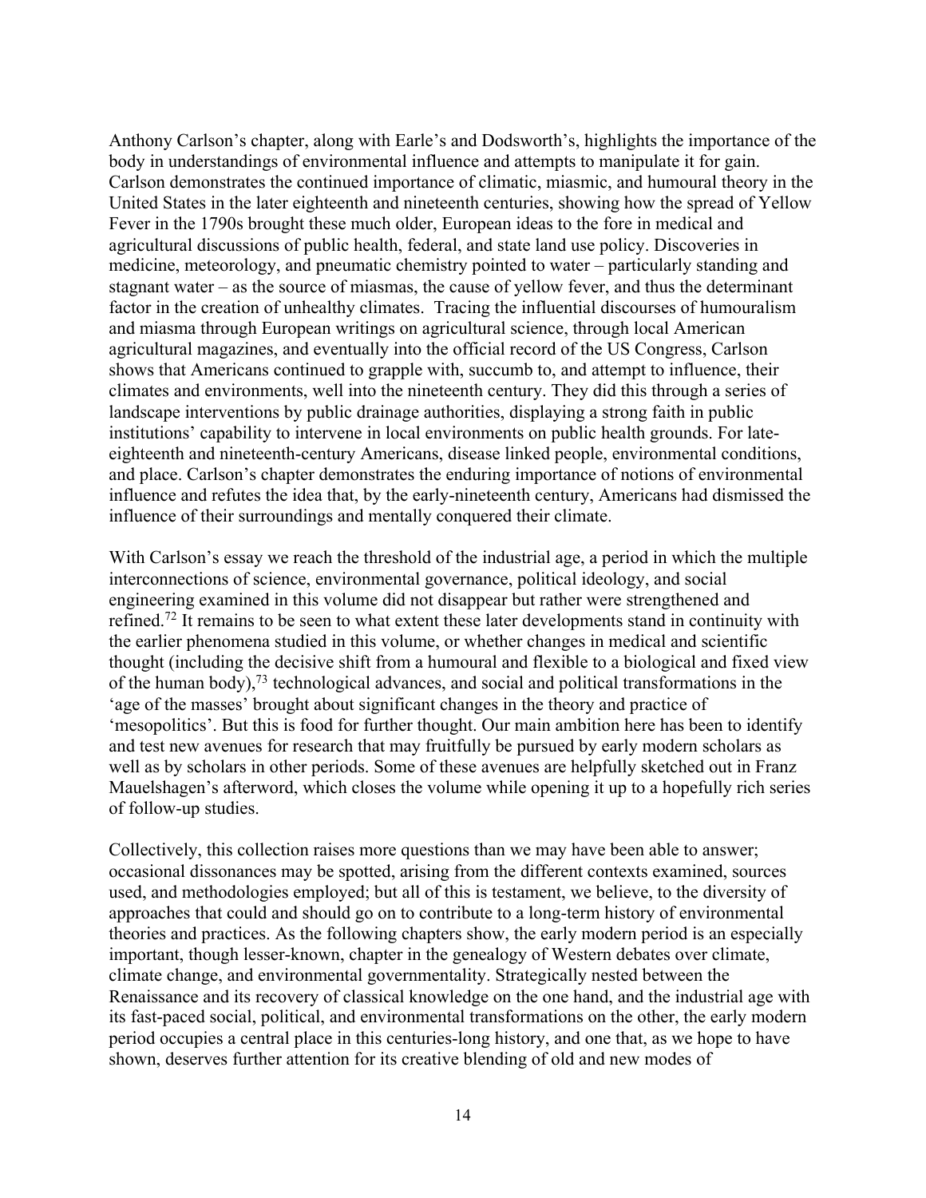Anthony Carlson's chapter, along with Earle's and Dodsworth's, highlights the importance of the body in understandings of environmental influence and attempts to manipulate it for gain. Carlson demonstrates the continued importance of climatic, miasmic, and humoural theory in the United States in the later eighteenth and nineteenth centuries, showing how the spread of Yellow Fever in the 1790s brought these much older, European ideas to the fore in medical and agricultural discussions of public health, federal, and state land use policy. Discoveries in medicine, meteorology, and pneumatic chemistry pointed to water – particularly standing and stagnant water – as the source of miasmas, the cause of yellow fever, and thus the determinant factor in the creation of unhealthy climates. Tracing the influential discourses of humouralism and miasma through European writings on agricultural science, through local American agricultural magazines, and eventually into the official record of the US Congress, Carlson shows that Americans continued to grapple with, succumb to, and attempt to influence, their climates and environments, well into the nineteenth century. They did this through a series of landscape interventions by public drainage authorities, displaying a strong faith in public institutions' capability to intervene in local environments on public health grounds. For late-eighteenth and nineteenth-century Americans, disease linked people, environmental conditions, and place. Carlson's chapter demonstrates the enduring importance of notions of environmental influence and refutes the idea that, by the early-nineteenth century, Americans had dismissed the influence of their surroundings and mentally conquered their climate.

With Carlson's essay we reach the threshold of the industrial age, a period in which the multiple interconnections of science, environmental governance, political ideology, and social engineering examined in this volume did not disappear but rather were strengthened and refined.[72] It remains to be seen to what extent these later developments stand in continuity with the earlier phenomena studied in this volume, or whether changes in medical and scientific thought (including the decisive shift from a humoural and flexible to a biological and fixed view of the human body),[73] technological advances, and social and political transformations in the 'age of the masses' brought about significant changes in the theory and practice of 'mesopolitics'. But this is food for further thought. Our main ambition here has been to identify and test new avenues for research that may fruitfully be pursued by early modern scholars as well as by scholars in other periods. Some of these avenues are helpfully sketched out in Franz Mauelshagen's afterword, which closes the volume while opening it up to a hopefully rich series of follow-up studies.

Collectively, this collection raises more questions than we may have been able to answer; occasional dissonances may be spotted, arising from the different contexts examined, sources used, and methodologies employed; but all of this is testament, we believe, to the diversity of approaches that could and should go on to contribute to a long-term history of environmental theories and practices. As the following chapters show, the early modern period is an especially important, though lesser-known, chapter in the genealogy of Western debates over climate, climate change, and environmental governmentality. Strategically nested between the Renaissance and its recovery of classical knowledge on the one hand, and the industrial age with its fast-paced social, political, and environmental transformations on the other, the early modern period occupies a central place in this centuries-long history, and one that, as we hope to have shown, deserves further attention for its creative blending of old and new modes of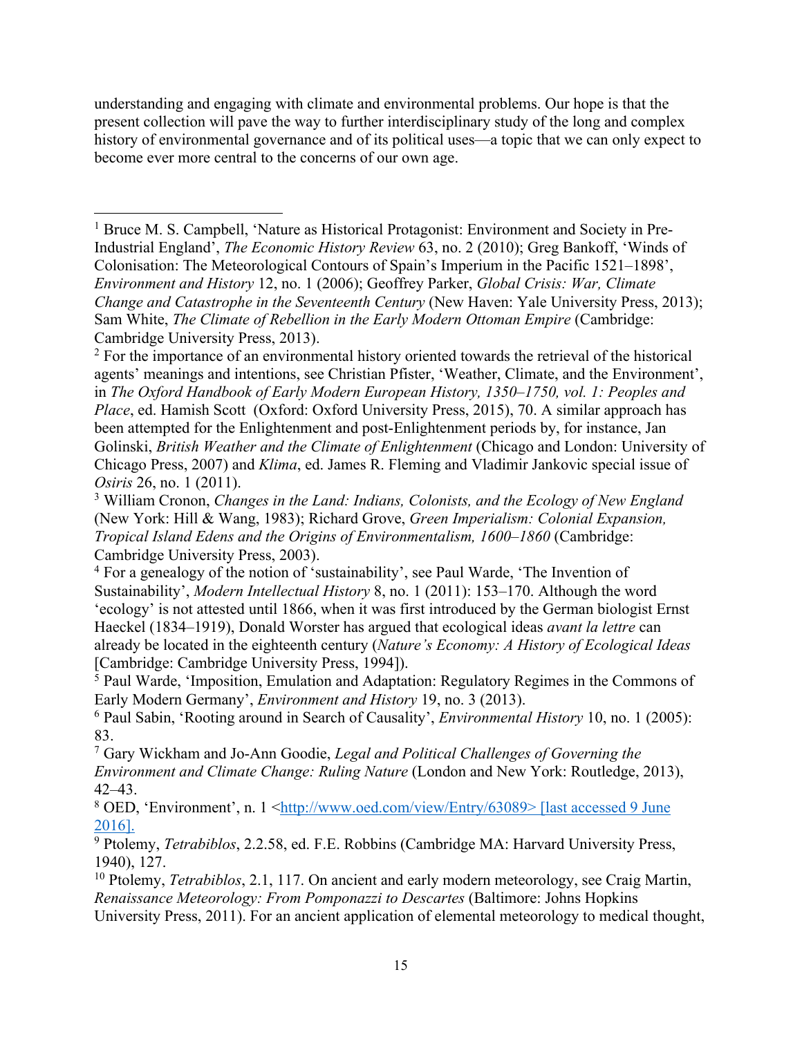understanding and engaging with climate and environmental problems. Our hope is that the present collection will pave the way to further interdisciplinary study of the long and complex history of environmental governance and of its political uses—a topic that we can only expect to become ever more central to the concerns of our own age.

---

[1] Bruce M. S. Campbell, 'Nature as Historical Protagonist: Environment and Society in Pre-Industrial England', *The Economic History Review* 63, no. 2 (2010); Greg Bankoff, 'Winds of Colonisation: The Meteorological Contours of Spain's Imperium in the Pacific 1521–1898', *Environment and History* 12, no. 1 (2006); Geoffrey Parker, *Global Crisis: War, Climate Change and Catastrophe in the Seventeenth Century* (New Haven: Yale University Press, 2013); Sam White, *The Climate of Rebellion in the Early Modern Ottoman Empire* (Cambridge: Cambridge University Press, 2013).

[2] For the importance of an environmental history oriented towards the retrieval of the historical agents' meanings and intentions, see Christian Pfister, 'Weather, Climate, and the Environment', in *The Oxford Handbook of Early Modern European History, 1350–1750, vol. 1: Peoples and Place*, ed. Hamish Scott (Oxford: Oxford University Press, 2015), 70. A similar approach has been attempted for the Enlightenment and post-Enlightenment periods by, for instance, Jan Golinski, *British Weather and the Climate of Enlightenment* (Chicago and London: University of Chicago Press, 2007) and *Klima*, ed. James R. Fleming and Vladimir Jankovic special issue of *Osiris* 26, no. 1 (2011).

[3] William Cronon, *Changes in the Land: Indians, Colonists, and the Ecology of New England* (New York: Hill & Wang, 1983); Richard Grove, *Green Imperialism: Colonial Expansion, Tropical Island Edens and the Origins of Environmentalism, 1600–1860* (Cambridge: Cambridge University Press, 2003).

[4] For a genealogy of the notion of 'sustainability', see Paul Warde, 'The Invention of Sustainability', *Modern Intellectual History* 8, no. 1 (2011): 153–170. Although the word 'ecology' is not attested until 1866, when it was first introduced by the German biologist Ernst Haeckel (1834–1919), Donald Worster has argued that ecological ideas *avant la lettre* can already be located in the eighteenth century (*Nature's Economy: A History of Ecological Ideas* [Cambridge: Cambridge University Press, 1994]).

[5] Paul Warde, 'Imposition, Emulation and Adaptation: Regulatory Regimes in the Commons of Early Modern Germany', *Environment and History* 19, no. 3 (2013).

[6] Paul Sabin, 'Rooting around in Search of Causality', *Environmental History* 10, no. 1 (2005): 83.

[7] Gary Wickham and Jo-Ann Goodie, *Legal and Political Challenges of Governing the Environment and Climate Change: Ruling Nature* (London and New York: Routledge, 2013), 42–43.

[8] OED, 'Environment', n. 1 <http://www.oed.com/view/Entry/63089> [last accessed 9 June 2016].

[9] Ptolemy, *Tetrabiblos*, 2.2.58, ed. F.E. Robbins (Cambridge MA: Harvard University Press, 1940), 127.

[10] Ptolemy, *Tetrabiblos*, 2.1, 117. On ancient and early modern meteorology, see Craig Martin, *Renaissance Meteorology: From Pomponazzi to Descartes* (Baltimore: Johns Hopkins University Press, 2011). For an ancient application of elemental meteorology to medical thought,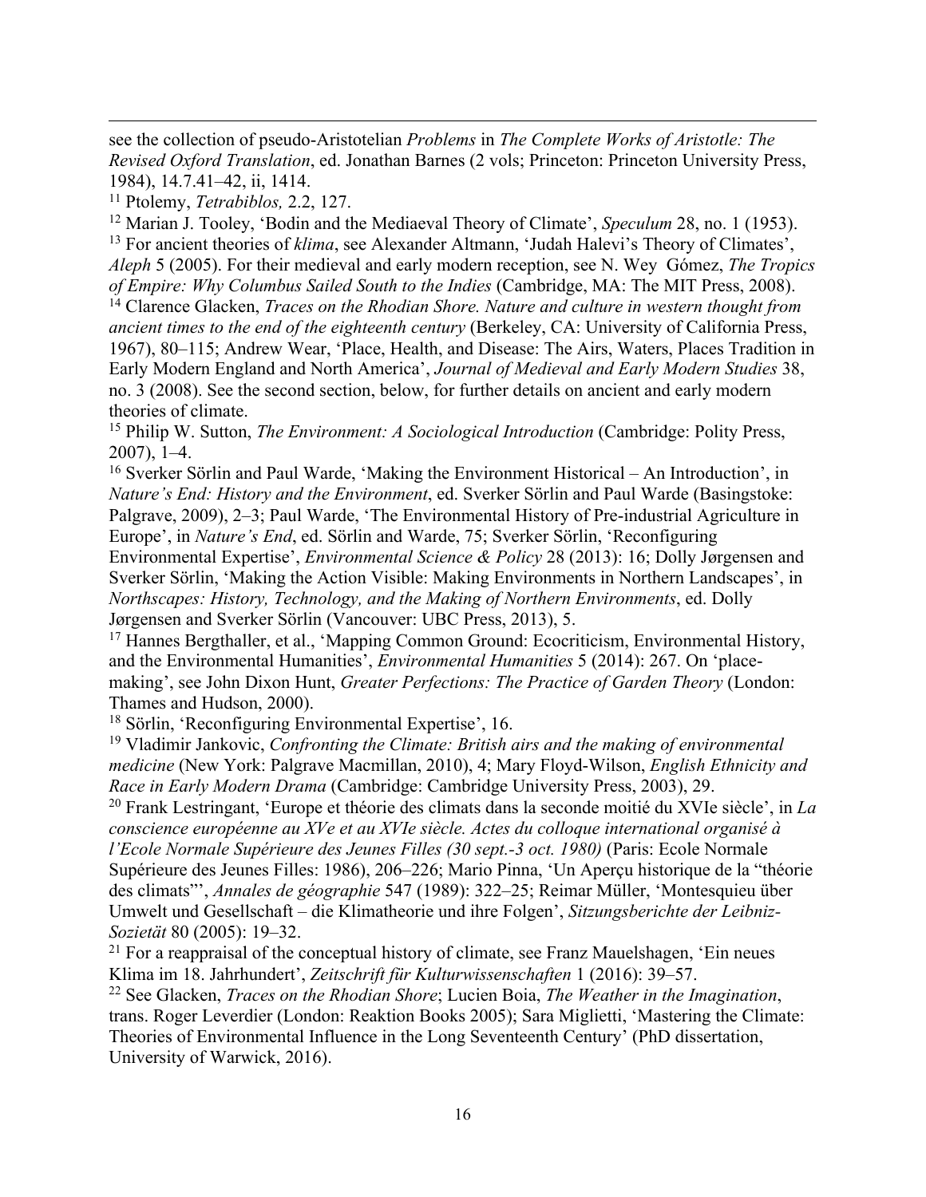see the collection of pseudo-Aristotelian *Problems* in *The Complete Works of Aristotle: The Revised Oxford Translation*, ed. Jonathan Barnes (2 vols; Princeton: Princeton University Press, 1984), 14.7.41–42, ii, 1414.

[11] Ptolemy, *Tetrabiblos,* 2.2, 127.

[12] Marian J. Tooley, 'Bodin and the Mediaeval Theory of Climate', *Speculum* 28, no. 1 (1953).

[13] For ancient theories of *klima*, see Alexander Altmann, 'Judah Halevi's Theory of Climates', *Aleph* 5 (2005). For their medieval and early modern reception, see N. Wey Gómez, *The Tropics of Empire: Why Columbus Sailed South to the Indies* (Cambridge, MA: The MIT Press, 2008).

[14] Clarence Glacken, *Traces on the Rhodian Shore. Nature and culture in western thought from ancient times to the end of the eighteenth century* (Berkeley, CA: University of California Press, 1967), 80–115; Andrew Wear, 'Place, Health, and Disease: The Airs, Waters, Places Tradition in Early Modern England and North America', *Journal of Medieval and Early Modern Studies* 38, no. 3 (2008). See the second section, below, for further details on ancient and early modern theories of climate.

[15] Philip W. Sutton, *The Environment: A Sociological Introduction* (Cambridge: Polity Press, 2007), 1–4.

[16] Sverker Sörlin and Paul Warde, 'Making the Environment Historical – An Introduction', in *Nature's End: History and the Environment*, ed. Sverker Sörlin and Paul Warde (Basingstoke: Palgrave, 2009), 2–3; Paul Warde, 'The Environmental History of Pre-industrial Agriculture in Europe', in *Nature's End*, ed. Sörlin and Warde, 75; Sverker Sörlin, 'Reconfiguring Environmental Expertise', *Environmental Science & Policy* 28 (2013): 16; Dolly Jørgensen and Sverker Sörlin, 'Making the Action Visible: Making Environments in Northern Landscapes', in *Northscapes: History, Technology, and the Making of Northern Environments*, ed. Dolly Jørgensen and Sverker Sörlin (Vancouver: UBC Press, 2013), 5.

[17] Hannes Bergthaller, et al., 'Mapping Common Ground: Ecocriticism, Environmental History, and the Environmental Humanities', *Environmental Humanities* 5 (2014): 267. On 'place-making', see John Dixon Hunt, *Greater Perfections: The Practice of Garden Theory* (London: Thames and Hudson, 2000).

[18] Sörlin, 'Reconfiguring Environmental Expertise', 16.

[19] Vladimir Jankovic, *Confronting the Climate: British airs and the making of environmental medicine* (New York: Palgrave Macmillan, 2010), 4; Mary Floyd-Wilson, *English Ethnicity and Race in Early Modern Drama* (Cambridge: Cambridge University Press, 2003), 29.

[20] Frank Lestringant, 'Europe et théorie des climats dans la seconde moitié du XVIe siècle', in *La conscience européenne au XVe et au XVIe siècle. Actes du colloque international organisé à l'Ecole Normale Supérieure des Jeunes Filles (30 sept.-3 oct. 1980)* (Paris: Ecole Normale Supérieure des Jeunes Filles: 1986), 206–226; Mario Pinna, 'Un Aperçu historique de la "théorie des climats"', *Annales de géographie* 547 (1989): 322–25; Reimar Müller, 'Montesquieu über Umwelt und Gesellschaft – die Klimatheorie und ihre Folgen', *Sitzungsberichte der Leibniz-Sozietät* 80 (2005): 19–32.

[21] For a reappraisal of the conceptual history of climate, see Franz Mauelshagen, 'Ein neues Klima im 18. Jahrhundert', *Zeitschrift für Kulturwissenschaften* 1 (2016): 39–57.

[22] See Glacken, *Traces on the Rhodian Shore*; Lucien Boia, *The Weather in the Imagination*, trans. Roger Leverdier (London: Reaktion Books 2005); Sara Miglietti, 'Mastering the Climate: Theories of Environmental Influence in the Long Seventeenth Century' (PhD dissertation, University of Warwick, 2016).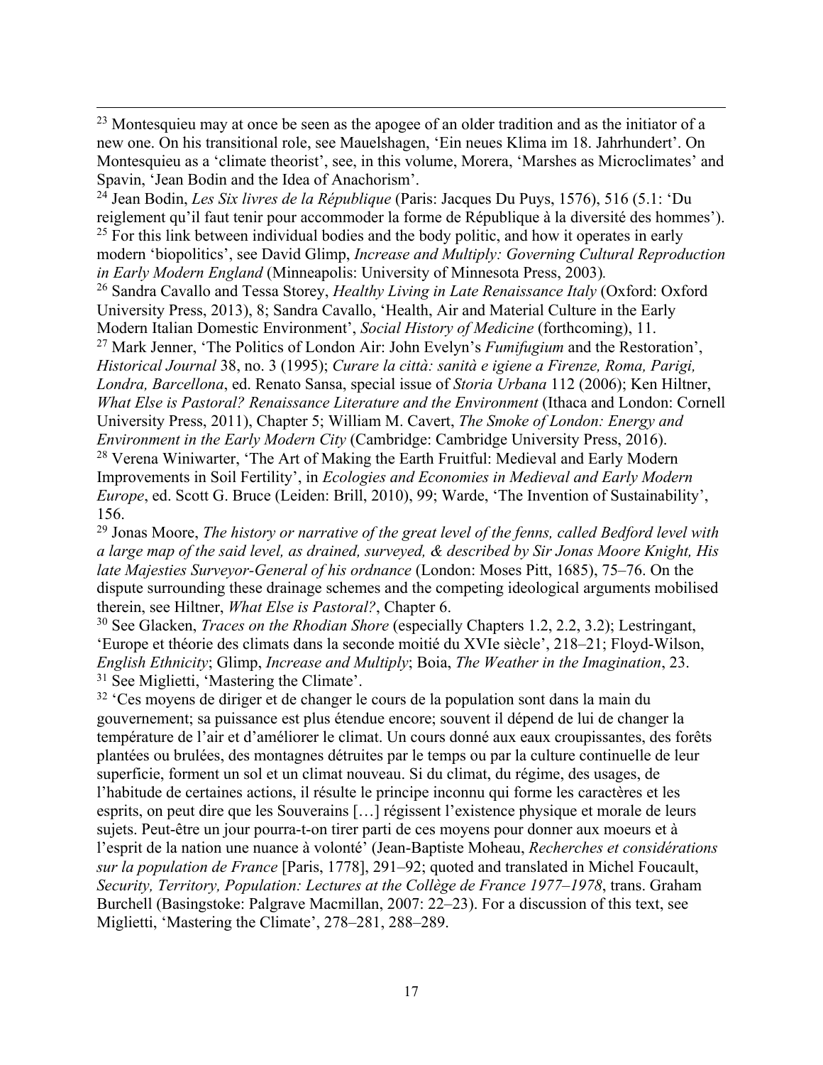[23] Montesquieu may at once be seen as the apogee of an older tradition and as the initiator of a new one. On his transitional role, see Mauelshagen, 'Ein neues Klima im 18. Jahrhundert'. On Montesquieu as a 'climate theorist', see, in this volume, Morera, 'Marshes as Microclimates' and Spavin, 'Jean Bodin and the Idea of Anachorism'.

[24] Jean Bodin, *Les Six livres de la République* (Paris: Jacques Du Puys, 1576), 516 (5.1: 'Du reiglement qu'il faut tenir pour accommoder la forme de République à la diversité des hommes').

[25] For this link between individual bodies and the body politic, and how it operates in early modern 'biopolitics', see David Glimp, *Increase and Multiply: Governing Cultural Reproduction in Early Modern England* (Minneapolis: University of Minnesota Press, 2003).

[26] Sandra Cavallo and Tessa Storey, *Healthy Living in Late Renaissance Italy* (Oxford: Oxford University Press, 2013), 8; Sandra Cavallo, 'Health, Air and Material Culture in the Early Modern Italian Domestic Environment', *Social History of Medicine* (forthcoming), 11.

[27] Mark Jenner, 'The Politics of London Air: John Evelyn's *Fumifugium* and the Restoration', *Historical Journal* 38, no. 3 (1995); *Curare la città: sanità e igiene a Firenze, Roma, Parigi, Londra, Barcellona*, ed. Renato Sansa, special issue of *Storia Urbana* 112 (2006); Ken Hiltner, *What Else is Pastoral? Renaissance Literature and the Environment* (Ithaca and London: Cornell University Press, 2011), Chapter 5; William M. Cavert, *The Smoke of London: Energy and Environment in the Early Modern City* (Cambridge: Cambridge University Press, 2016).

[28] Verena Winiwarter, 'The Art of Making the Earth Fruitful: Medieval and Early Modern Improvements in Soil Fertility', in *Ecologies and Economies in Medieval and Early Modern Europe*, ed. Scott G. Bruce (Leiden: Brill, 2010), 99; Warde, 'The Invention of Sustainability', 156.

[29] Jonas Moore, *The history or narrative of the great level of the fenns, called Bedford level with a large map of the said level, as drained, surveyed, & described by Sir Jonas Moore Knight, His late Majesties Surveyor-General of his ordnance* (London: Moses Pitt, 1685), 75–76. On the dispute surrounding these drainage schemes and the competing ideological arguments mobilised therein, see Hiltner, *What Else is Pastoral?*, Chapter 6.

[30] See Glacken, *Traces on the Rhodian Shore* (especially Chapters 1.2, 2.2, 3.2); Lestringant, 'Europe et théorie des climats dans la seconde moitié du XVIe siècle', 218–21; Floyd-Wilson, *English Ethnicity*; Glimp, *Increase and Multiply*; Boia, *The Weather in the Imagination*, 23.

[31] See Miglietti, 'Mastering the Climate'.

[32] 'Ces moyens de diriger et de changer le cours de la population sont dans la main du gouvernement; sa puissance est plus étendue encore; souvent il dépend de lui de changer la température de l'air et d'améliorer le climat. Un cours donné aux eaux croupissantes, des forêts plantées ou brulées, des montagnes détruites par le temps ou par la culture continuelle de leur superficie, forment un sol et un climat nouveau. Si du climat, du régime, des usages, de l'habitude de certaines actions, il résulte le principe inconnu qui forme les caractères et les esprits, on peut dire que les Souverains […] régissent l'existence physique et morale de leurs sujets. Peut-être un jour pourra-t-on tirer parti de ces moyens pour donner aux moeurs et à l'esprit de la nation une nuance à volonté' (Jean-Baptiste Moheau, *Recherches et considérations sur la population de France* [Paris, 1778], 291–92; quoted and translated in Michel Foucault, *Security, Territory, Population: Lectures at the Collège de France 1977–1978*, trans. Graham Burchell (Basingstoke: Palgrave Macmillan, 2007: 22–23). For a discussion of this text, see Miglietti, 'Mastering the Climate', 278–281, 288–289.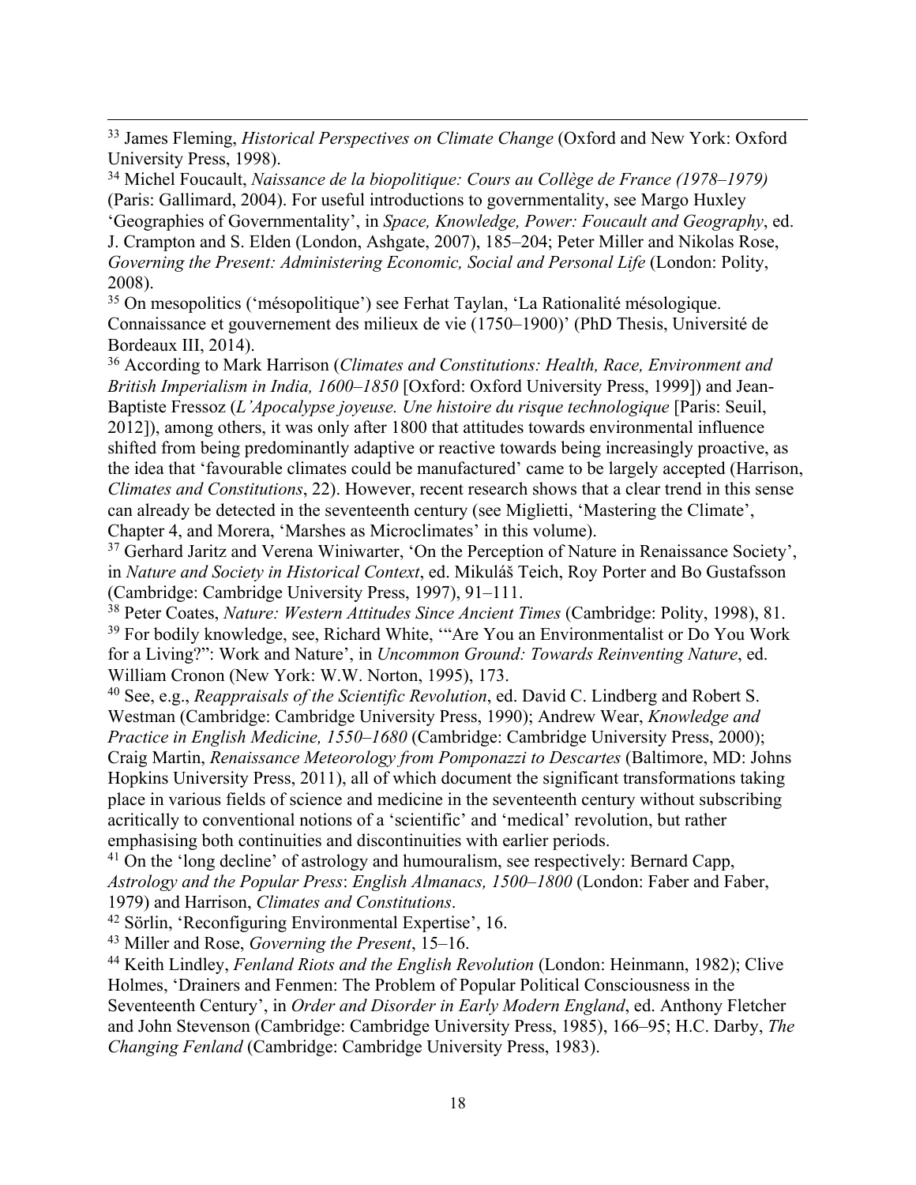[33] James Fleming, *Historical Perspectives on Climate Change* (Oxford and New York: Oxford University Press, 1998).

[34] Michel Foucault, *Naissance de la biopolitique: Cours au Collège de France (1978–1979)* (Paris: Gallimard, 2004). For useful introductions to governmentality, see Margo Huxley 'Geographies of Governmentality', in *Space, Knowledge, Power: Foucault and Geography*, ed. J. Crampton and S. Elden (London, Ashgate, 2007), 185–204; Peter Miller and Nikolas Rose, *Governing the Present: Administering Economic, Social and Personal Life* (London: Polity, 2008).

[35] On mesopolitics ('mésopolitique') see Ferhat Taylan, 'La Rationalité mésologique. Connaissance et gouvernement des milieux de vie (1750–1900)' (PhD Thesis, Université de Bordeaux III, 2014).

[36] According to Mark Harrison (*Climates and Constitutions: Health, Race, Environment and British Imperialism in India, 1600–1850* [Oxford: Oxford University Press, 1999]) and Jean-Baptiste Fressoz (*L'Apocalypse joyeuse. Une histoire du risque technologique* [Paris: Seuil, 2012]), among others, it was only after 1800 that attitudes towards environmental influence shifted from being predominantly adaptive or reactive towards being increasingly proactive, as the idea that 'favourable climates could be manufactured' came to be largely accepted (Harrison, *Climates and Constitutions*, 22). However, recent research shows that a clear trend in this sense can already be detected in the seventeenth century (see Miglietti, 'Mastering the Climate', Chapter 4, and Morera, 'Marshes as Microclimates' in this volume).

[37] Gerhard Jaritz and Verena Winiwarter, 'On the Perception of Nature in Renaissance Society', in *Nature and Society in Historical Context*, ed. Mikuláš Teich, Roy Porter and Bo Gustafsson (Cambridge: Cambridge University Press, 1997), 91–111.

[38] Peter Coates, *Nature: Western Attitudes Since Ancient Times* (Cambridge: Polity, 1998), 81.

[39] For bodily knowledge, see, Richard White, '"Are You an Environmentalist or Do You Work for a Living?": Work and Nature', in *Uncommon Ground: Towards Reinventing Nature*, ed. William Cronon (New York: W.W. Norton, 1995), 173.

[40] See, e.g., *Reappraisals of the Scientific Revolution*, ed. David C. Lindberg and Robert S. Westman (Cambridge: Cambridge University Press, 1990); Andrew Wear, *Knowledge and Practice in English Medicine, 1550–1680* (Cambridge: Cambridge University Press, 2000); Craig Martin, *Renaissance Meteorology from Pomponazzi to Descartes* (Baltimore, MD: Johns Hopkins University Press, 2011), all of which document the significant transformations taking place in various fields of science and medicine in the seventeenth century without subscribing acritically to conventional notions of a 'scientific' and 'medical' revolution, but rather emphasising both continuities and discontinuities with earlier periods.

[41] On the 'long decline' of astrology and humouralism, see respectively: Bernard Capp, *Astrology and the Popular Press*: *English Almanacs, 1500–1800* (London: Faber and Faber, 1979) and Harrison, *Climates and Constitutions*.

[42] Sörlin, 'Reconfiguring Environmental Expertise', 16.

[43] Miller and Rose, *Governing the Present*, 15–16.

[44] Keith Lindley, *Fenland Riots and the English Revolution* (London: Heinmann, 1982); Clive Holmes, 'Drainers and Fenmen: The Problem of Popular Political Consciousness in the Seventeenth Century', in *Order and Disorder in Early Modern England*, ed. Anthony Fletcher and John Stevenson (Cambridge: Cambridge University Press, 1985), 166–95; H.C. Darby, *The Changing Fenland* (Cambridge: Cambridge University Press, 1983).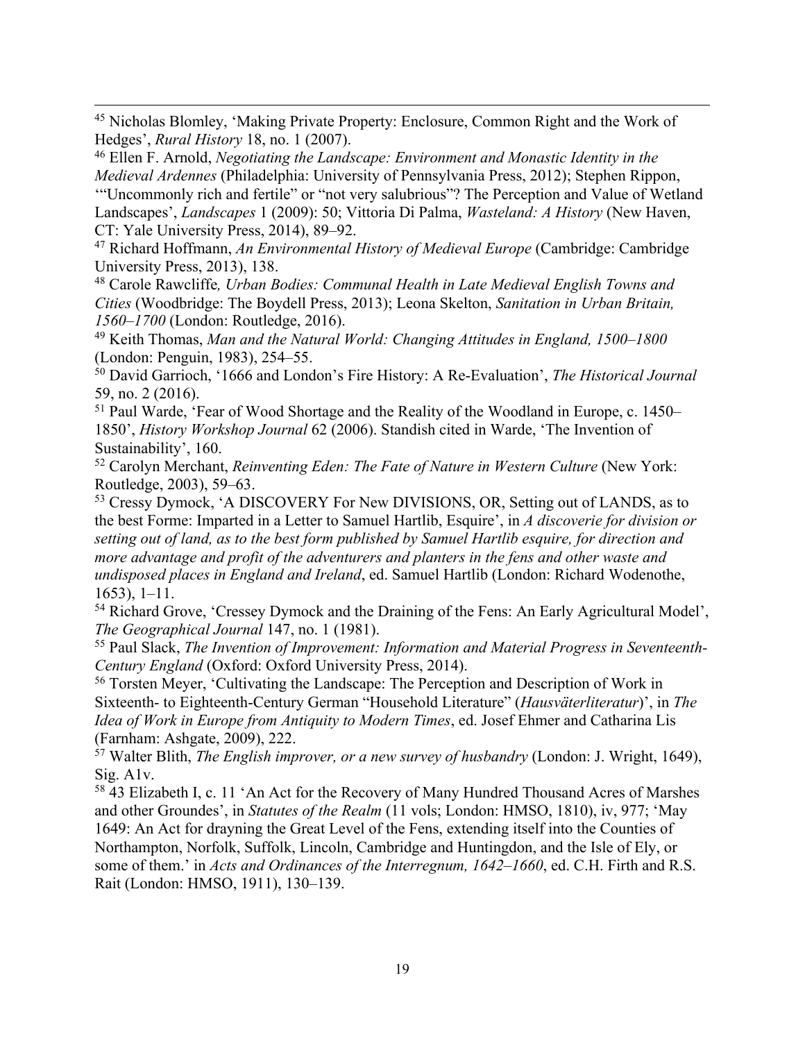[45] Nicholas Blomley, 'Making Private Property: Enclosure, Common Right and the Work of Hedges', *Rural History* 18, no. 1 (2007).

[46] Ellen F. Arnold, *Negotiating the Landscape: Environment and Monastic Identity in the Medieval Ardennes* (Philadelphia: University of Pennsylvania Press, 2012); Stephen Rippon, '"Uncommonly rich and fertile" or "not very salubrious"? The Perception and Value of Wetland Landscapes', *Landscapes* 1 (2009): 50; Vittoria Di Palma, *Wasteland: A History* (New Haven, CT: Yale University Press, 2014), 89–92.

[47] Richard Hoffmann, *An Environmental History of Medieval Europe* (Cambridge: Cambridge University Press, 2013), 138.

[48] Carole Rawcliffe*, Urban Bodies: Communal Health in Late Medieval English Towns and Cities* (Woodbridge: The Boydell Press, 2013); Leona Skelton, *Sanitation in Urban Britain, 1560–1700* (London: Routledge, 2016).

[49] Keith Thomas, *Man and the Natural World: Changing Attitudes in England, 1500–1800* (London: Penguin, 1983), 254–55.

[50] David Garrioch, '1666 and London's Fire History: A Re-Evaluation', *The Historical Journal* 59, no. 2 (2016).

[51] Paul Warde, 'Fear of Wood Shortage and the Reality of the Woodland in Europe, c. 1450–1850', *History Workshop Journal* 62 (2006). Standish cited in Warde, 'The Invention of Sustainability', 160.

[52] Carolyn Merchant, *Reinventing Eden: The Fate of Nature in Western Culture* (New York: Routledge, 2003), 59–63.

[53] Cressy Dymock, 'A DISCOVERY For New DIVISIONS, OR, Setting out of LANDS, as to the best Forme: Imparted in a Letter to Samuel Hartlib, Esquire', in *A discoverie for division or setting out of land, as to the best form published by Samuel Hartlib esquire, for direction and more advantage and profit of the adventurers and planters in the fens and other waste and undisposed places in England and Ireland*, ed. Samuel Hartlib (London: Richard Wodenothe, 1653), 1–11.

[54] Richard Grove, 'Cressey Dymock and the Draining of the Fens: An Early Agricultural Model', *The Geographical Journal* 147, no. 1 (1981).

[55] Paul Slack, *The Invention of Improvement: Information and Material Progress in Seventeenth-Century England* (Oxford: Oxford University Press, 2014).

[56] Torsten Meyer, 'Cultivating the Landscape: The Perception and Description of Work in Sixteenth- to Eighteenth-Century German "Household Literature" (*Hausväterliteratur*)', in *The Idea of Work in Europe from Antiquity to Modern Times*, ed. Josef Ehmer and Catharina Lis (Farnham: Ashgate, 2009), 222.

[57] Walter Blith, *The English improver, or a new survey of husbandry* (London: J. Wright, 1649), Sig. A1v.

[58] 43 Elizabeth I, c. 11 'An Act for the Recovery of Many Hundred Thousand Acres of Marshes and other Groundes', in *Statutes of the Realm* (11 vols; London: HMSO, 1810), iv, 977; 'May 1649: An Act for drayning the Great Level of the Fens, extending itself into the Counties of Northampton, Norfolk, Suffolk, Lincoln, Cambridge and Huntingdon, and the Isle of Ely, or some of them.' in *Acts and Ordinances of the Interregnum, 1642–1660*, ed. C.H. Firth and R.S. Rait (London: HMSO, 1911), 130–139.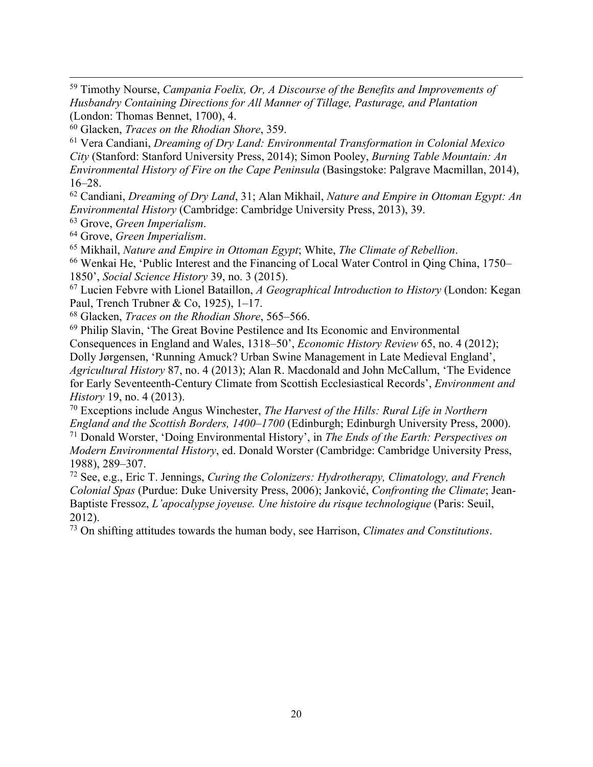[59] Timothy Nourse, *Campania Foelix, Or, A Discourse of the Benefits and Improvements of Husbandry Containing Directions for All Manner of Tillage, Pasturage, and Plantation* (London: Thomas Bennet, 1700), 4.

[60] Glacken, *Traces on the Rhodian Shore*, 359.

[61] Vera Candiani, *Dreaming of Dry Land: Environmental Transformation in Colonial Mexico City* (Stanford: Stanford University Press, 2014); Simon Pooley, *Burning Table Mountain: An Environmental History of Fire on the Cape Peninsula* (Basingstoke: Palgrave Macmillan, 2014), 16–28.

[62] Candiani, *Dreaming of Dry Land*, 31; Alan Mikhail, *Nature and Empire in Ottoman Egypt: An Environmental History* (Cambridge: Cambridge University Press, 2013), 39.

[63] Grove, *Green Imperialism*.

[64] Grove, *Green Imperialism*.

[65] Mikhail, *Nature and Empire in Ottoman Egypt*; White, *The Climate of Rebellion*.

[66] Wenkai He, 'Public Interest and the Financing of Local Water Control in Qing China, 1750–1850', *Social Science History* 39, no. 3 (2015).

[67] Lucien Febvre with Lionel Bataillon, *A Geographical Introduction to History* (London: Kegan Paul, Trench Trubner & Co, 1925), 1–17.

[68] Glacken, *Traces on the Rhodian Shore*, 565–566.

[69] Philip Slavin, 'The Great Bovine Pestilence and Its Economic and Environmental Consequences in England and Wales, 1318–50', *Economic History Review* 65, no. 4 (2012); Dolly Jørgensen, 'Running Amuck? Urban Swine Management in Late Medieval England', *Agricultural History* 87, no. 4 (2013); Alan R. Macdonald and John McCallum, 'The Evidence for Early Seventeenth-Century Climate from Scottish Ecclesiastical Records', *Environment and History* 19, no. 4 (2013).

[70] Exceptions include Angus Winchester, *The Harvest of the Hills: Rural Life in Northern England and the Scottish Borders, 1400–1700* (Edinburgh; Edinburgh University Press, 2000).

[71] Donald Worster, 'Doing Environmental History', in *The Ends of the Earth: Perspectives on Modern Environmental History*, ed. Donald Worster (Cambridge: Cambridge University Press, 1988), 289–307.

[72] See, e.g., Eric T. Jennings, *Curing the Colonizers: Hydrotherapy, Climatology, and French Colonial Spas* (Purdue: Duke University Press, 2006); Janković, *Confronting the Climate*; Jean-Baptiste Fressoz, *L'apocalypse joyeuse. Une histoire du risque technologique* (Paris: Seuil, 2012).

[73] On shifting attitudes towards the human body, see Harrison, *Climates and Constitutions*.